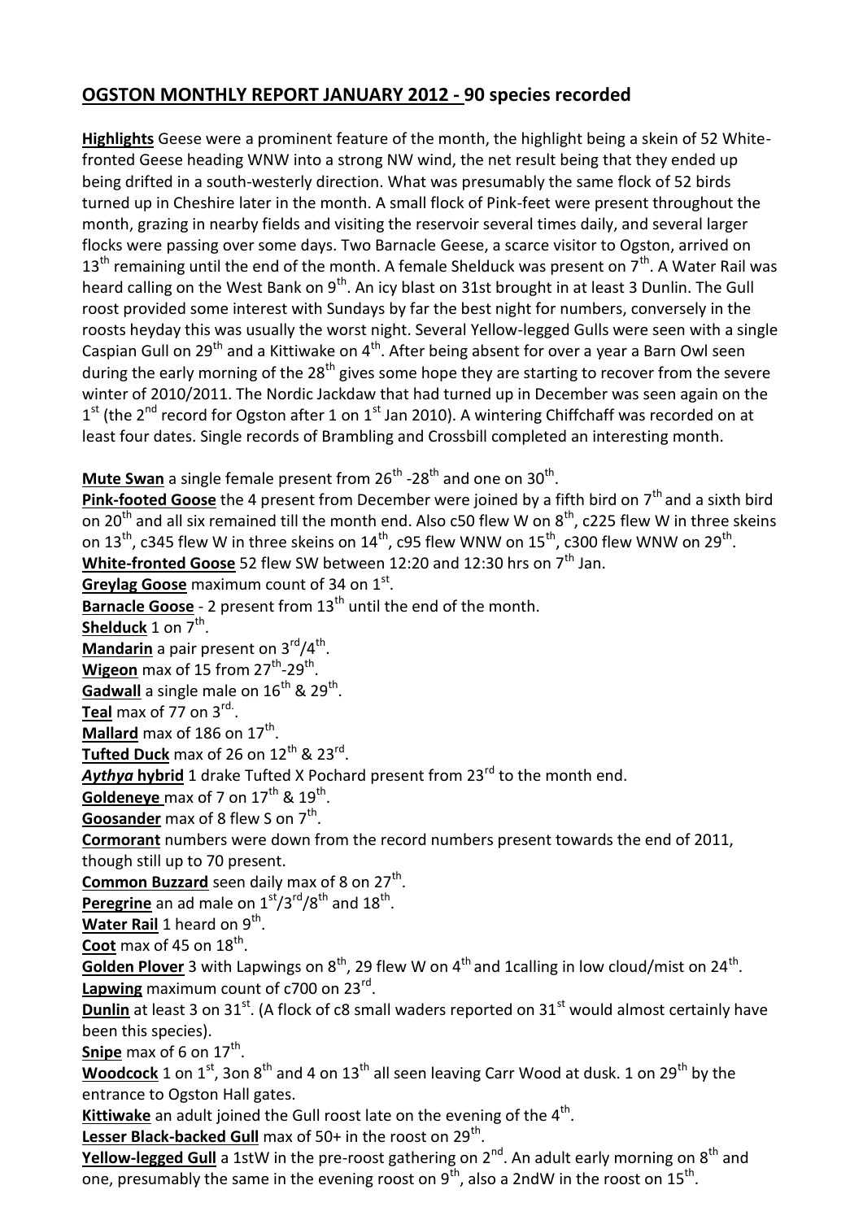## OGSTON MONTHLY REPORT JANUARY 2012 - 90 species recorded

**Highlights** Geese were a prominent feature of the month, the highlight being a skein of 52 White-fronted Geese heading WNW into a strong NW wind, the net result being that they ended up being drifted in a south-westerly direction. What was presumably the same flock of 52 birds turned up in Cheshire later in the month. A small flock of Pink-feet were present throughout the month, grazing in nearby fields and visiting the reservoir several times daily, and several larger flocks were passing over some days. Two Barnacle Geese, a scarce visitor to Ogston, arrived on 13th remaining until the end of the month. A female Shelduck was present on 7th. A Water Rail was heard calling on the West Bank on 9th. An icy blast on 31st brought in at least 3 Dunlin. The Gull roost provided some interest with Sundays by far the best night for numbers, conversely in the roosts heyday this was usually the worst night. Several Yellow-legged Gulls were seen with a single Caspian Gull on 29th and a Kittiwake on 4th. After being absent for over a year a Barn Owl seen during the early morning of the 28th gives some hope they are starting to recover from the severe winter of 2010/2011. The Nordic Jackdaw that had turned up in December was seen again on the 1st (the 2nd record for Ogston after 1 on 1st Jan 2010). A wintering Chiffchaff was recorded on at least four dates. Single records of Brambling and Crossbill completed an interesting month.

**Mute Swan** a single female present from 26th -28th and one on 30th.
**Pink-footed Goose** the 4 present from December were joined by a fifth bird on 7th and a sixth bird on 20th and all six remained till the month end. Also c50 flew W on 8th, c225 flew W in three skeins on 13th, c345 flew W in three skeins on 14th, c95 flew WNW on 15th, c300 flew WNW on 29th.
**White-fronted Goose** 52 flew SW between 12:20 and 12:30 hrs on 7th Jan.
**Greylag Goose** maximum count of 34 on 1st.
**Barnacle Goose** - 2 present from 13th until the end of the month.
**Shelduck** 1 on 7th.
**Mandarin** a pair present on 3rd/4th.
**Wigeon** max of 15 from 27th-29th.
**Gadwall** a single male on 16th & 29th.
**Teal** max of 77 on 3rd.
**Mallard** max of 186 on 17th.
**Tufted Duck** max of 26 on 12th & 23rd.
***Aythya* hybrid** 1 drake Tufted X Pochard present from 23rd to the month end.
**Goldeneye** max of 7 on 17th & 19th.
**Goosander** max of 8 flew S on 7th.
**Cormorant** numbers were down from the record numbers present towards the end of 2011, though still up to 70 present.
**Common Buzzard** seen daily max of 8 on 27th.
**Peregrine** an ad male on 1st/3rd/8th and 18th.
**Water Rail** 1 heard on 9th.
**Coot** max of 45 on 18th.
**Golden Plover** 3 with Lapwings on 8th, 29 flew W on 4th and 1calling in low cloud/mist on 24th.
**Lapwing** maximum count of c700 on 23rd.
**Dunlin** at least 3 on 31st. (A flock of c8 small waders reported on 31st would almost certainly have been this species).
**Snipe** max of 6 on 17th.
**Woodcock** 1 on 1st, 3on 8th and 4 on 13th all seen leaving Carr Wood at dusk. 1 on 29th by the entrance to Ogston Hall gates.
**Kittiwake** an adult joined the Gull roost late on the evening of the 4th.
**Lesser Black-backed Gull** max of 50+ in the roost on 29th.
**Yellow-legged Gull** a 1stW in the pre-roost gathering on 2nd. An adult early morning on 8th and one, presumably the same in the evening roost on 9th, also a 2ndW in the roost on 15th.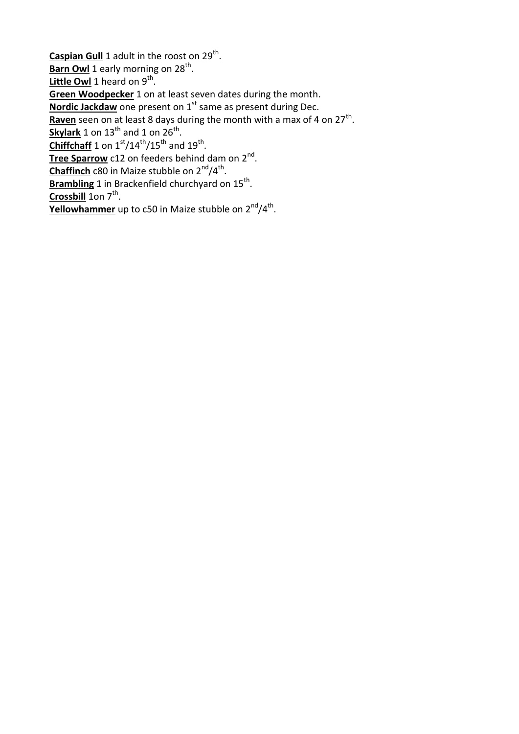**Caspian Gull** 1 adult in the roost on 29th.
**Barn Owl** 1 early morning on 28th.
**Little Owl** 1 heard on 9th.
**Green Woodpecker** 1 on at least seven dates during the month.
**Nordic Jackdaw** one present on 1st same as present during Dec.
**Raven** seen on at least 8 days during the month with a max of 4 on 27th.
**Skylark** 1 on 13th and 1 on 26th.
**Chiffchaff** 1 on 1st/14th/15th and 19th.
**Tree Sparrow** c12 on feeders behind dam on 2nd.
**Chaffinch** c80 in Maize stubble on 2nd/4th.
**Brambling** 1 in Brackenfield churchyard on 15th.
**Crossbill** 1on 7th.
**Yellowhammer** up to c50 in Maize stubble on 2nd/4th.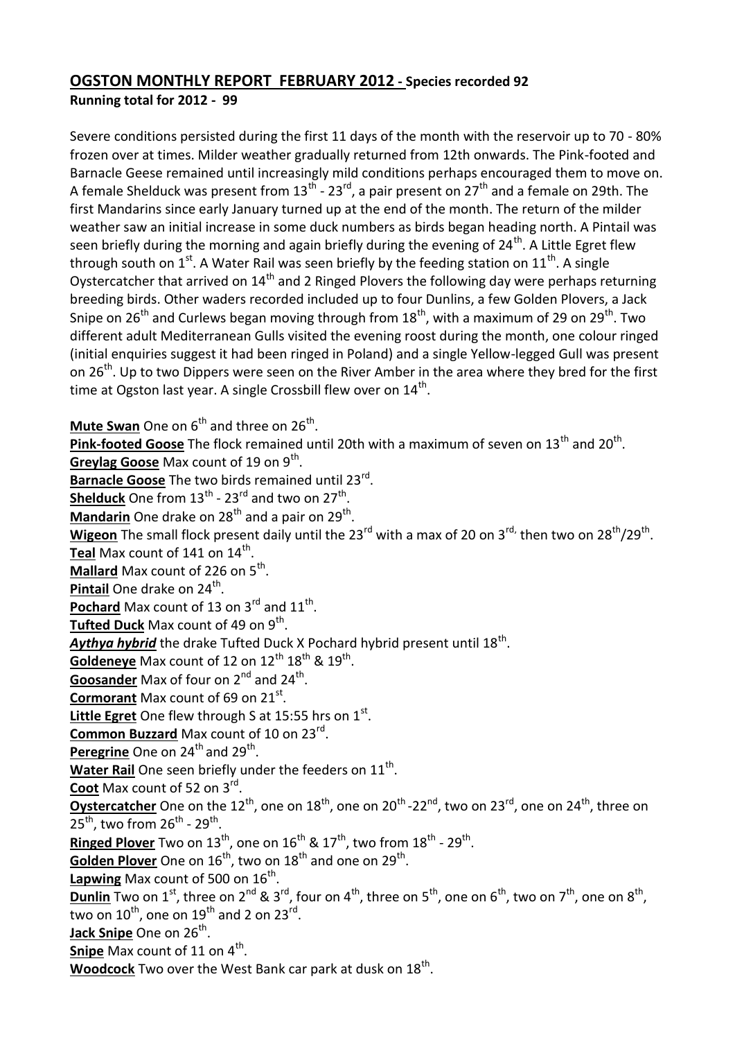## OGSTON MONTHLY REPORT FEBRUARY 2012 - Species recorded 92

**Running total for 2012 - 99**

Severe conditions persisted during the first 11 days of the month with the reservoir up to 70 - 80% frozen over at times. Milder weather gradually returned from 12th onwards. The Pink-footed and Barnacle Geese remained until increasingly mild conditions perhaps encouraged them to move on. A female Shelduck was present from 13th - 23rd, a pair present on 27th and a female on 29th. The first Mandarins since early January turned up at the end of the month. The return of the milder weather saw an initial increase in some duck numbers as birds began heading north. A Pintail was seen briefly during the morning and again briefly during the evening of 24th. A Little Egret flew through south on 1st. A Water Rail was seen briefly by the feeding station on 11th. A single Oystercatcher that arrived on 14th and 2 Ringed Plovers the following day were perhaps returning breeding birds. Other waders recorded included up to four Dunlins, a few Golden Plovers, a Jack Snipe on 26th and Curlews began moving through from 18th, with a maximum of 29 on 29th. Two different adult Mediterranean Gulls visited the evening roost during the month, one colour ringed (initial enquiries suggest it had been ringed in Poland) and a single Yellow-legged Gull was present on 26th. Up to two Dippers were seen on the River Amber in the area where they bred for the first time at Ogston last year. A single Crossbill flew over on 14th.

**Mute Swan** One on 6th and three on 26th.
**Pink-footed Goose** The flock remained until 20th with a maximum of seven on 13th and 20th.
**Greylag Goose** Max count of 19 on 9th.
**Barnacle Goose** The two birds remained until 23rd.
**Shelduck** One from 13th - 23rd and two on 27th.
**Mandarin** One drake on 28th and a pair on 29th.
**Wigeon** The small flock present daily until the 23rd with a max of 20 on 3rd, then two on 28th/29th.
**Teal** Max count of 141 on 14th.
**Mallard** Max count of 226 on 5th.
**Pintail** One drake on 24th.
**Pochard** Max count of 13 on 3rd and 11th.
**Tufted Duck** Max count of 49 on 9th.
***Aythya hybrid*** the drake Tufted Duck X Pochard hybrid present until 18th.
**Goldeneye** Max count of 12 on 12th 18th & 19th.
**Goosander** Max of four on 2nd and 24th.
**Cormorant** Max count of 69 on 21st.
**Little Egret** One flew through S at 15:55 hrs on 1st.
**Common Buzzard** Max count of 10 on 23rd.
**Peregrine** One on 24th and 29th.
**Water Rail** One seen briefly under the feeders on 11th.
**Coot** Max count of 52 on 3rd.
**Oystercatcher** One on the 12th, one on 18th, one on 20th -22nd, two on 23rd, one on 24th, three on 25th, two from 26th - 29th.
**Ringed Plover** Two on 13th, one on 16th & 17th, two from 18th - 29th.
**Golden Plover** One on 16th, two on 18th and one on 29th.
**Lapwing** Max count of 500 on 16th.
**Dunlin** Two on 1st, three on 2nd & 3rd, four on 4th, three on 5th, one on 6th, two on 7th, one on 8th, two on 10th, one on 19th and 2 on 23rd.
**Jack Snipe** One on 26th.
**Snipe** Max count of 11 on 4th.
**Woodcock** Two over the West Bank car park at dusk on 18th.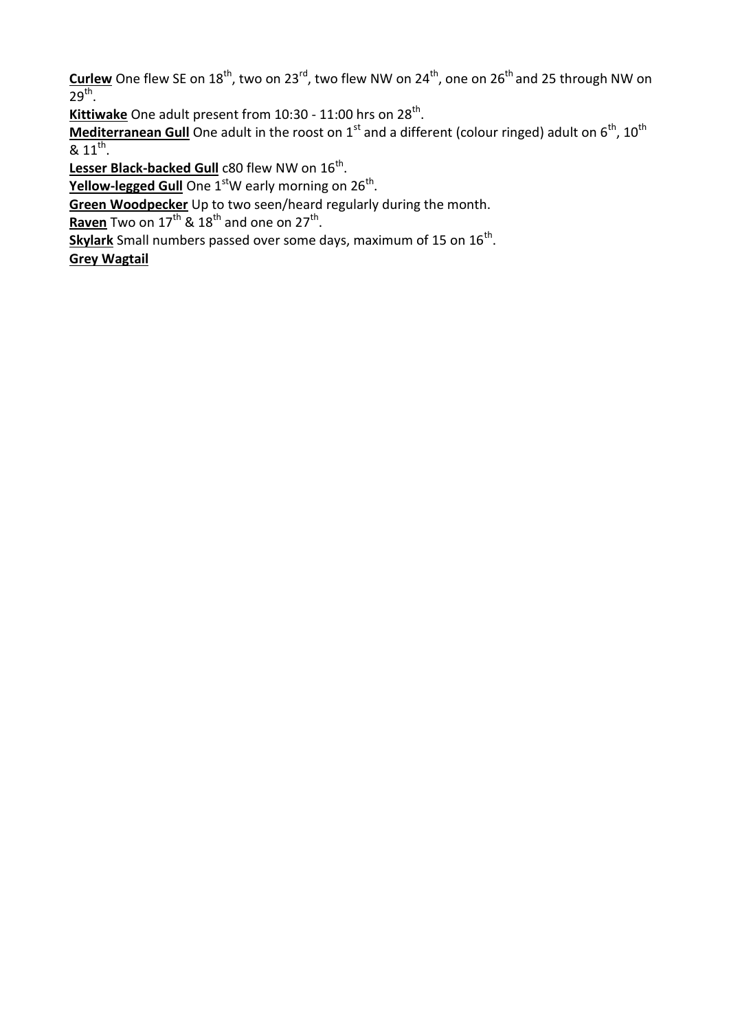**Curlew** One flew SE on 18th, two on 23rd, two flew NW on 24th, one on 26th and 25 through NW on 29th.

**Kittiwake** One adult present from 10:30 - 11:00 hrs on 28th.

**Mediterranean Gull** One adult in the roost on 1st and a different (colour ringed) adult on 6th, 10th & 11th.

**Lesser Black-backed Gull** c80 flew NW on 16th.

**Yellow-legged Gull** One 1stW early morning on 26th.

**Green Woodpecker** Up to two seen/heard regularly during the month.

**Raven** Two on 17th & 18th and one on 27th.

**Skylark** Small numbers passed over some days, maximum of 15 on 16th.

**Grey Wagtail**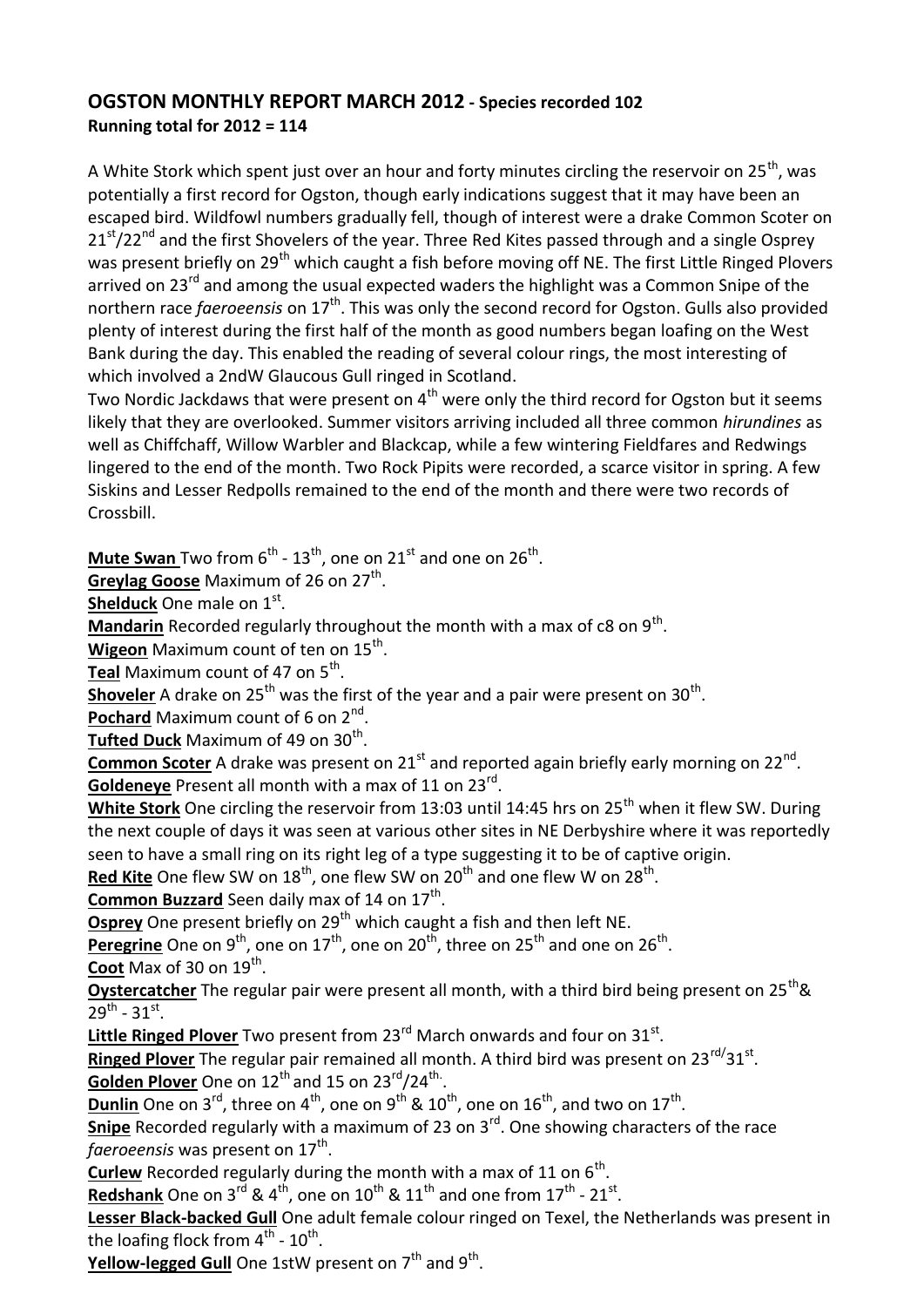## OGSTON MONTHLY REPORT MARCH 2012 - Species recorded 102
**Running total for 2012 = 114**

A White Stork which spent just over an hour and forty minutes circling the reservoir on 25th, was potentially a first record for Ogston, though early indications suggest that it may have been an escaped bird. Wildfowl numbers gradually fell, though of interest were a drake Common Scoter on 21st/22nd and the first Shovelers of the year. Three Red Kites passed through and a single Osprey was present briefly on 29th which caught a fish before moving off NE. The first Little Ringed Plovers arrived on 23rd and among the usual expected waders the highlight was a Common Snipe of the northern race *faeroeensis* on 17th. This was only the second record for Ogston. Gulls also provided plenty of interest during the first half of the month as good numbers began loafing on the West Bank during the day. This enabled the reading of several colour rings, the most interesting of which involved a 2ndW Glaucous Gull ringed in Scotland.
Two Nordic Jackdaws that were present on 4th were only the third record for Ogston but it seems likely that they are overlooked. Summer visitors arriving included all three common *hirundines* as well as Chiffchaff, Willow Warbler and Blackcap, while a few wintering Fieldfares and Redwings lingered to the end of the month. Two Rock Pipits were recorded, a scarce visitor in spring. A few Siskins and Lesser Redpolls remained to the end of the month and there were two records of Crossbill.

**Mute Swan** Two from 6th - 13th, one on 21st and one on 26th.
**Greylag Goose** Maximum of 26 on 27th.
**Shelduck** One male on 1st.
**Mandarin** Recorded regularly throughout the month with a max of c8 on 9th.
**Wigeon** Maximum count of ten on 15th.
**Teal** Maximum count of 47 on 5th.
**Shoveler** A drake on 25th was the first of the year and a pair were present on 30th.
**Pochard** Maximum count of 6 on 2nd.
**Tufted Duck** Maximum of 49 on 30th.
**Common Scoter** A drake was present on 21st and reported again briefly early morning on 22nd.
**Goldeneye** Present all month with a max of 11 on 23rd.
**White Stork** One circling the reservoir from 13:03 until 14:45 hrs on 25th when it flew SW. During the next couple of days it was seen at various other sites in NE Derbyshire where it was reportedly seen to have a small ring on its right leg of a type suggesting it to be of captive origin.
**Red Kite** One flew SW on 18th, one flew SW on 20th and one flew W on 28th.
**Common Buzzard** Seen daily max of 14 on 17th.
**Osprey** One present briefly on 29th which caught a fish and then left NE.
**Peregrine** One on 9th, one on 17th, one on 20th, three on 25th and one on 26th.
**Coot** Max of 30 on 19th.
**Oystercatcher** The regular pair were present all month, with a third bird being present on 25th& 29th - 31st.
**Little Ringed Plover** Two present from 23rd March onwards and four on 31st.
**Ringed Plover** The regular pair remained all month. A third bird was present on 23rd/31st.
**Golden Plover** One on 12th and 15 on 23rd/24th.
**Dunlin** One on 3rd, three on 4th, one on 9th & 10th, one on 16th, and two on 17th.
**Snipe** Recorded regularly with a maximum of 23 on 3rd. One showing characters of the race *faeroeensis* was present on 17th.
**Curlew** Recorded regularly during the month with a max of 11 on 6th.
**Redshank** One on 3rd & 4th, one on 10th & 11th and one from 17th - 21st.
**Lesser Black-backed Gull** One adult female colour ringed on Texel, the Netherlands was present in the loafing flock from 4th - 10th.
**Yellow-legged Gull** One 1stW present on 7th and 9th.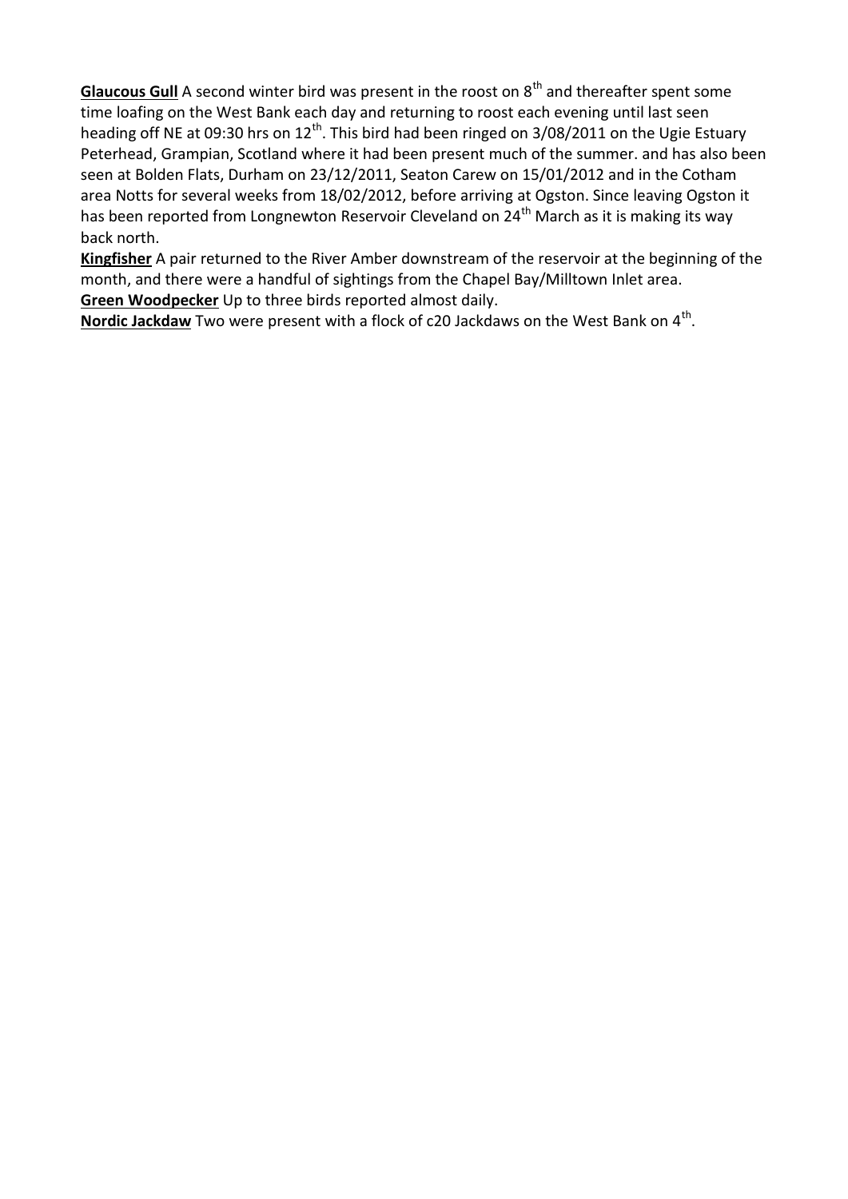**Glaucous Gull** A second winter bird was present in the roost on 8$^{th}$ and thereafter spent some time loafing on the West Bank each day and returning to roost each evening until last seen heading off NE at 09:30 hrs on 12$^{th}$. This bird had been ringed on 3/08/2011 on the Ugie Estuary Peterhead, Grampian, Scotland where it had been present much of the summer. and has also been seen at Bolden Flats, Durham on 23/12/2011, Seaton Carew on 15/01/2012 and in the Cotham area Notts for several weeks from 18/02/2012, before arriving at Ogston. Since leaving Ogston it has been reported from Longnewton Reservoir Cleveland on 24$^{th}$ March as it is making its way back north.

**Kingfisher** A pair returned to the River Amber downstream of the reservoir at the beginning of the month, and there were a handful of sightings from the Chapel Bay/Milltown Inlet area.

**Green Woodpecker** Up to three birds reported almost daily.

**Nordic Jackdaw** Two were present with a flock of c20 Jackdaws on the West Bank on 4$^{th}$.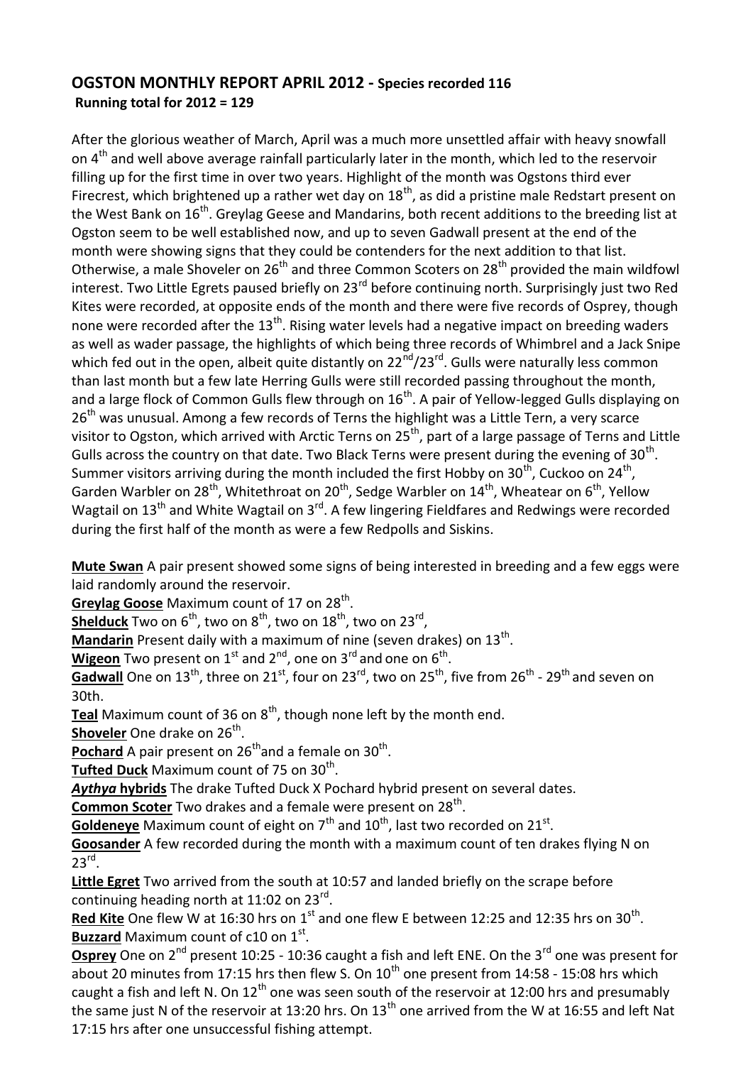## OGSTON MONTHLY REPORT APRIL 2012 - Species recorded 116

**Running total for 2012 = 129**

After the glorious weather of March, April was a much more unsettled affair with heavy snowfall on 4th and well above average rainfall particularly later in the month, which led to the reservoir filling up for the first time in over two years. Highlight of the month was Ogstons third ever Firecrest, which brightened up a rather wet day on 18th, as did a pristine male Redstart present on the West Bank on 16th. Greylag Geese and Mandarins, both recent additions to the breeding list at Ogston seem to be well established now, and up to seven Gadwall present at the end of the month were showing signs that they could be contenders for the next addition to that list. Otherwise, a male Shoveler on 26th and three Common Scoters on 28th provided the main wildfowl interest. Two Little Egrets paused briefly on 23rd before continuing north. Surprisingly just two Red Kites were recorded, at opposite ends of the month and there were five records of Osprey, though none were recorded after the 13th. Rising water levels had a negative impact on breeding waders as well as wader passage, the highlights of which being three records of Whimbrel and a Jack Snipe which fed out in the open, albeit quite distantly on 22nd/23rd. Gulls were naturally less common than last month but a few late Herring Gulls were still recorded passing throughout the month, and a large flock of Common Gulls flew through on 16th. A pair of Yellow-legged Gulls displaying on 26th was unusual. Among a few records of Terns the highlight was a Little Tern, a very scarce visitor to Ogston, which arrived with Arctic Terns on 25th, part of a large passage of Terns and Little Gulls across the country on that date. Two Black Terns were present during the evening of 30th. Summer visitors arriving during the month included the first Hobby on 30th, Cuckoo on 24th, Garden Warbler on 28th, Whitethroat on 20th, Sedge Warbler on 14th, Wheatear on 6th, Yellow Wagtail on 13th and White Wagtail on 3rd. A few lingering Fieldfares and Redwings were recorded during the first half of the month as were a few Redpolls and Siskins.

**Mute Swan** A pair present showed some signs of being interested in breeding and a few eggs were laid randomly around the reservoir.

**Greylag Goose** Maximum count of 17 on 28th.

**Shelduck** Two on 6th, two on 8th, two on 18th, two on 23rd,

**Mandarin** Present daily with a maximum of nine (seven drakes) on 13th.

**Wigeon** Two present on 1st and 2nd, one on 3rd and one on 6th.

**Gadwall** One on 13th, three on 21st, four on 23rd, two on 25th, five from 26th - 29th and seven on 30th.

**Teal** Maximum count of 36 on 8th, though none left by the month end.

**Shoveler** One drake on 26th.

**Pochard** A pair present on 26th and a female on 30th.

**Tufted Duck** Maximum count of 75 on 30th.

***Aythya* hybrids** The drake Tufted Duck X Pochard hybrid present on several dates.

**Common Scoter** Two drakes and a female were present on 28th.

**Goldeneye** Maximum count of eight on 7th and 10th, last two recorded on 21st.

**Goosander** A few recorded during the month with a maximum count of ten drakes flying N on 23rd.

**Little Egret** Two arrived from the south at 10:57 and landed briefly on the scrape before continuing heading north at 11:02 on 23rd.

**Red Kite** One flew W at 16:30 hrs on 1st and one flew E between 12:25 and 12:35 hrs on 30th.

**Buzzard** Maximum count of c10 on 1st.

**Osprey** One on 2nd present 10:25 - 10:36 caught a fish and left ENE. On the 3rd one was present for about 20 minutes from 17:15 hrs then flew S. On 10th one present from 14:58 - 15:08 hrs which caught a fish and left N. On 12th one was seen south of the reservoir at 12:00 hrs and presumably the same just N of the reservoir at 13:20 hrs. On 13th one arrived from the W at 16:55 and left Nat 17:15 hrs after one unsuccessful fishing attempt.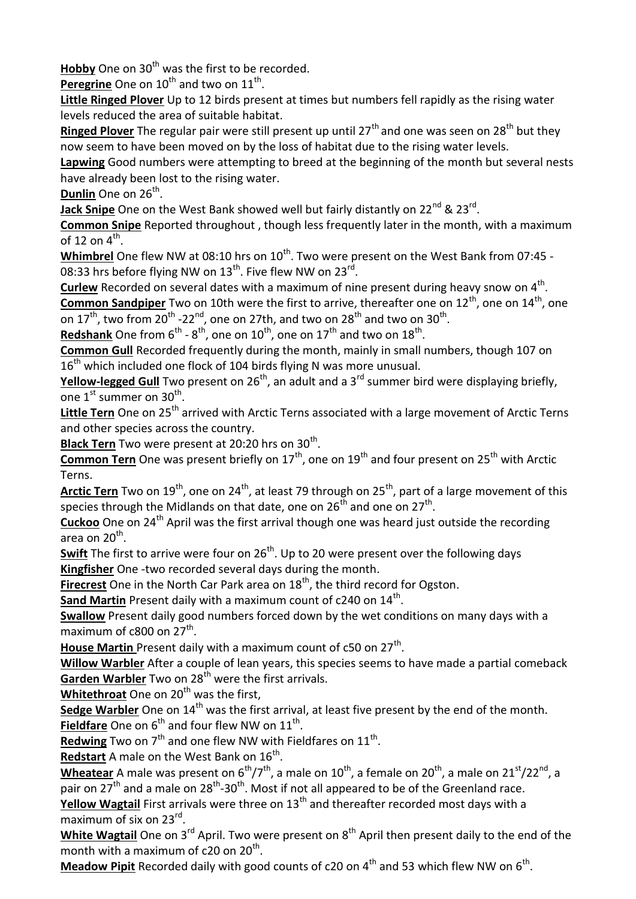**Hobby** One on 30th was the first to be recorded.

**Peregrine** One on 10th and two on 11th.

**Little Ringed Plover** Up to 12 birds present at times but numbers fell rapidly as the rising water levels reduced the area of suitable habitat.

**Ringed Plover** The regular pair were still present up until 27th and one was seen on 28th but they now seem to have been moved on by the loss of habitat due to the rising water levels.

**Lapwing** Good numbers were attempting to breed at the beginning of the month but several nests have already been lost to the rising water.

**Dunlin** One on 26th.

**Jack Snipe** One on the West Bank showed well but fairly distantly on 22nd & 23rd.

**Common Snipe** Reported throughout , though less frequently later in the month, with a maximum of 12 on 4th.

**Whimbrel** One flew NW at 08:10 hrs on 10th. Two were present on the West Bank from 07:45 - 08:33 hrs before flying NW on 13th. Five flew NW on 23rd.

**Curlew** Recorded on several dates with a maximum of nine present during heavy snow on 4th.

**Common Sandpiper** Two on 10th were the first to arrive, thereafter one on 12th, one on 14th, one on 17th, two from 20th -22nd, one on 27th, and two on 28th and two on 30th.

**Redshank** One from 6th - 8th, one on 10th, one on 17th and two on 18th.

**Common Gull** Recorded frequently during the month, mainly in small numbers, though 107 on 16th which included one flock of 104 birds flying N was more unusual.

**Yellow-legged Gull** Two present on 26th, an adult and a 3rd summer bird were displaying briefly, one 1st summer on 30th.

**Little Tern** One on 25th arrived with Arctic Terns associated with a large movement of Arctic Terns and other species across the country.

**Black Tern** Two were present at 20:20 hrs on 30th.

**Common Tern** One was present briefly on 17th, one on 19th and four present on 25th with Arctic Terns.

**Arctic Tern** Two on 19th, one on 24th, at least 79 through on 25th, part of a large movement of this species through the Midlands on that date, one on 26th and one on 27th.

**Cuckoo** One on 24th April was the first arrival though one was heard just outside the recording area on 20th.

**Swift** The first to arrive were four on 26th. Up to 20 were present over the following days

**Kingfisher** One -two recorded several days during the month.

**Firecrest** One in the North Car Park area on 18th, the third record for Ogston.

**Sand Martin** Present daily with a maximum count of c240 on 14th.

**Swallow** Present daily good numbers forced down by the wet conditions on many days with a maximum of c800 on 27th.

**House Martin** Present daily with a maximum count of c50 on 27th.

**Willow Warbler** After a couple of lean years, this species seems to have made a partial comeback

**Garden Warbler** Two on 28th were the first arrivals.

**Whitethroat** One on 20th was the first,

**Sedge Warbler** One on 14th was the first arrival, at least five present by the end of the month.

**Fieldfare** One on 6th and four flew NW on 11th.

**Redwing** Two on 7th and one flew NW with Fieldfares on 11th.

**Redstart** A male on the West Bank on 16th.

**Wheatear** A male was present on 6th/7th, a male on 10th, a female on 20th, a male on 21st/22nd, a pair on 27th and a male on 28th-30th. Most if not all appeared to be of the Greenland race.

**Yellow Wagtail** First arrivals were three on 13th and thereafter recorded most days with a maximum of six on 23rd.

**White Wagtail** One on 3rd April. Two were present on 8th April then present daily to the end of the month with a maximum of c20 on 20th.

**Meadow Pipit** Recorded daily with good counts of c20 on 4th and 53 which flew NW on 6th.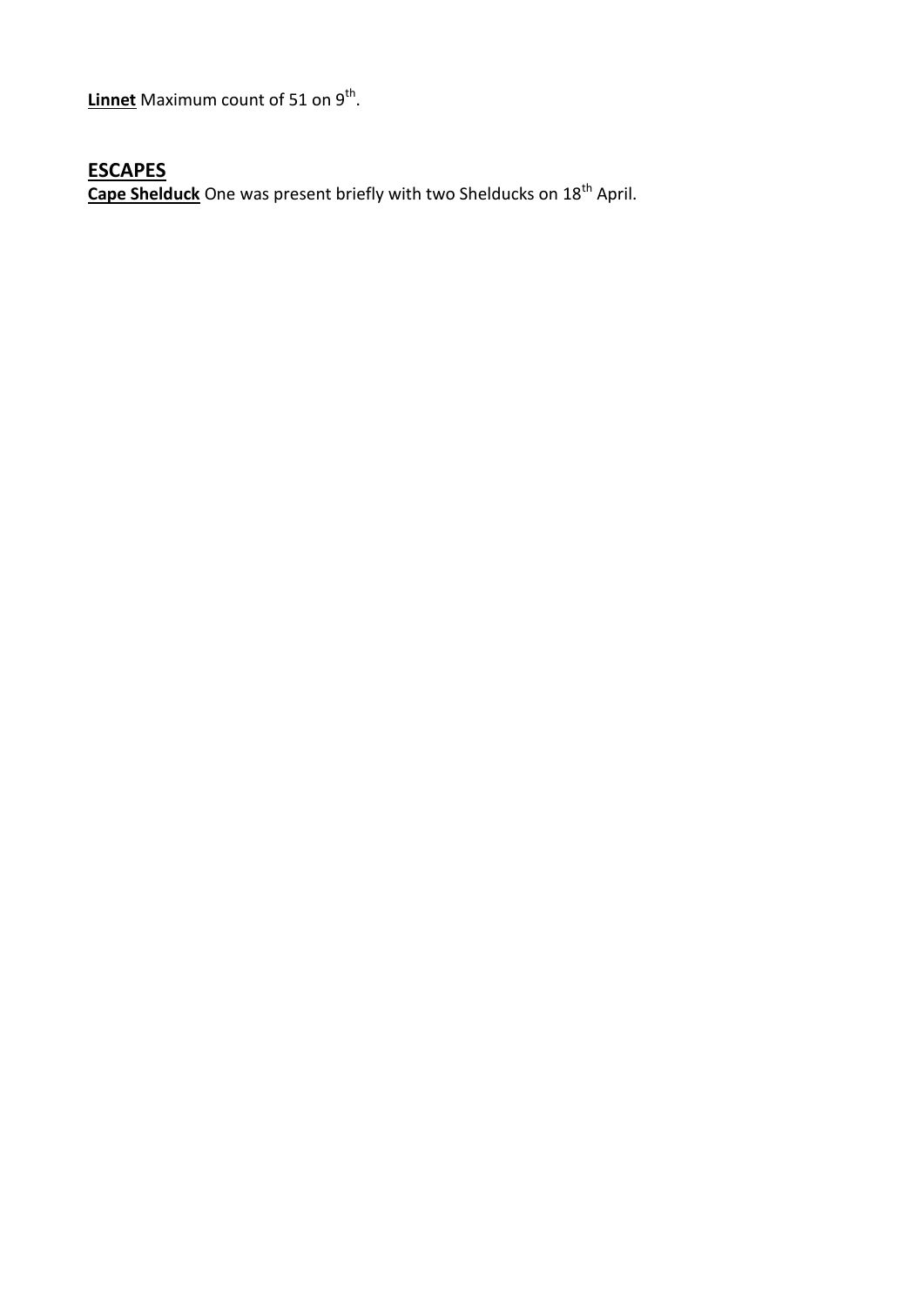**Linnet** Maximum count of 51 on 9th.

## ESCAPES

**Cape Shelduck** One was present briefly with two Shelducks on 18th April.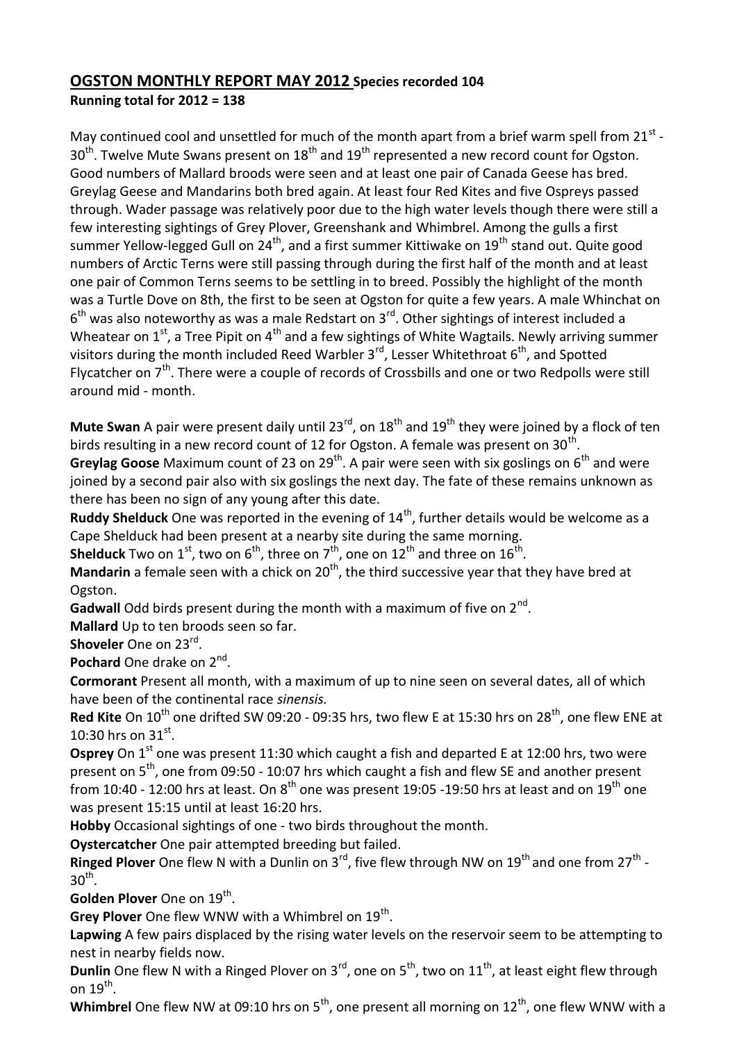## OGSTON MONTHLY REPORT MAY 2012 **Species recorded 104**

**Running total for 2012 = 138**

May continued cool and unsettled for much of the month apart from a brief warm spell from 21st - 30th. Twelve Mute Swans present on 18th and 19th represented a new record count for Ogston. Good numbers of Mallard broods were seen and at least one pair of Canada Geese has bred. Greylag Geese and Mandarins both bred again. At least four Red Kites and five Ospreys passed through. Wader passage was relatively poor due to the high water levels though there were still a few interesting sightings of Grey Plover, Greenshank and Whimbrel. Among the gulls a first summer Yellow-legged Gull on 24th, and a first summer Kittiwake on 19th stand out. Quite good numbers of Arctic Terns were still passing through during the first half of the month and at least one pair of Common Terns seems to be settling in to breed. Possibly the highlight of the month was a Turtle Dove on 8th, the first to be seen at Ogston for quite a few years. A male Whinchat on 6th was also noteworthy as was a male Redstart on 3rd. Other sightings of interest included a Wheatear on 1st, a Tree Pipit on 4th and a few sightings of White Wagtails. Newly arriving summer visitors during the month included Reed Warbler 3rd, Lesser Whitethroat 6th, and Spotted Flycatcher on 7th. There were a couple of records of Crossbills and one or two Redpolls were still around mid - month.

**Mute Swan** A pair were present daily until 23rd, on 18th and 19th they were joined by a flock of ten birds resulting in a new record count of 12 for Ogston. A female was present on 30th.
**Greylag Goose** Maximum count of 23 on 29th. A pair were seen with six goslings on 6th and were joined by a second pair also with six goslings the next day. The fate of these remains unknown as there has been no sign of any young after this date.
**Ruddy Shelduck** One was reported in the evening of 14th, further details would be welcome as a Cape Shelduck had been present at a nearby site during the same morning.
**Shelduck** Two on 1st, two on 6th, three on 7th, one on 12th and three on 16th.
**Mandarin** a female seen with a chick on 20th, the third successive year that they have bred at Ogston.
**Gadwall** Odd birds present during the month with a maximum of five on 2nd.
**Mallard** Up to ten broods seen so far.
**Shoveler** One on 23rd.
**Pochard** One drake on 2nd.
**Cormorant** Present all month, with a maximum of up to nine seen on several dates, all of which have been of the continental race *sinensis.*
**Red Kite** On 10th one drifted SW 09:20 - 09:35 hrs, two flew E at 15:30 hrs on 28th, one flew ENE at 10:30 hrs on 31st.
**Osprey** On 1st one was present 11:30 which caught a fish and departed E at 12:00 hrs, two were present on 5th, one from 09:50 - 10:07 hrs which caught a fish and flew SE and another present from 10:40 - 12:00 hrs at least. On 8th one was present 19:05 -19:50 hrs at least and on 19th one was present 15:15 until at least 16:20 hrs.
**Hobby** Occasional sightings of one - two birds throughout the month.
**Oystercatcher** One pair attempted breeding but failed.
**Ringed Plover** One flew N with a Dunlin on 3rd, five flew through NW on 19th and one from 27th - 30th.
**Golden Plover** One on 19th.
**Grey Plover** One flew WNW with a Whimbrel on 19th.
**Lapwing** A few pairs displaced by the rising water levels on the reservoir seem to be attempting to nest in nearby fields now.
**Dunlin** One flew N with a Ringed Plover on 3rd, one on 5th, two on 11th, at least eight flew through on 19th.
**Whimbrel** One flew NW at 09:10 hrs on 5th, one present all morning on 12th, one flew WNW with a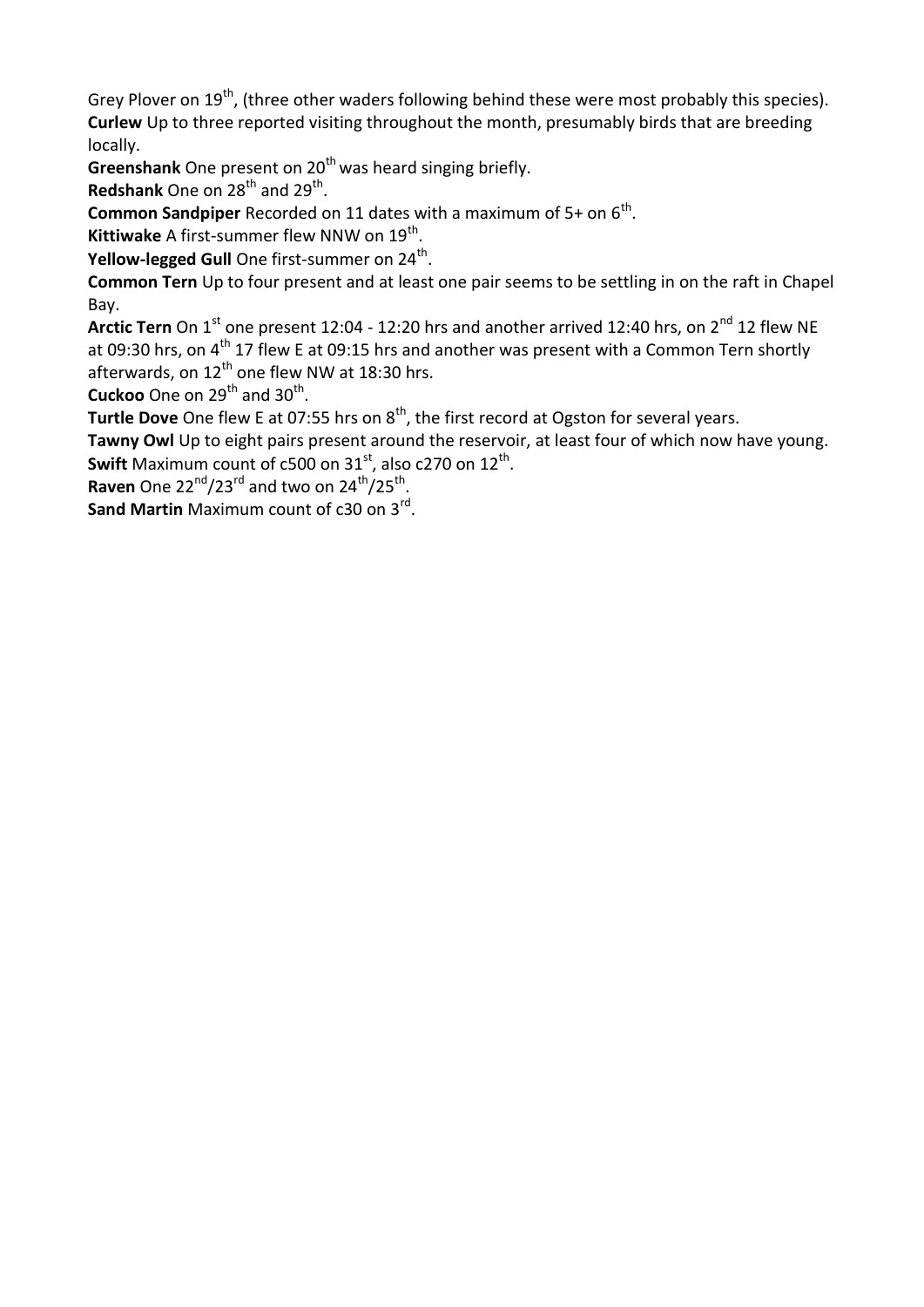Grey Plover on 19th, (three other waders following behind these were most probably this species).
**Curlew** Up to three reported visiting throughout the month, presumably birds that are breeding locally.
**Greenshank** One present on 20th was heard singing briefly.
**Redshank** One on 28th and 29th.
**Common Sandpiper** Recorded on 11 dates with a maximum of 5+ on 6th.
**Kittiwake** A first-summer flew NNW on 19th.
**Yellow-legged Gull** One first-summer on 24th.
**Common Tern** Up to four present and at least one pair seems to be settling in on the raft in Chapel Bay.
**Arctic Tern** On 1st one present 12:04 - 12:20 hrs and another arrived 12:40 hrs, on 2nd 12 flew NE at 09:30 hrs, on 4th 17 flew E at 09:15 hrs and another was present with a Common Tern shortly afterwards, on 12th one flew NW at 18:30 hrs.
**Cuckoo** One on 29th and 30th.
**Turtle Dove** One flew E at 07:55 hrs on 8th, the first record at Ogston for several years.
**Tawny Owl** Up to eight pairs present around the reservoir, at least four of which now have young.
**Swift** Maximum count of c500 on 31st, also c270 on 12th.
**Raven** One 22nd/23rd and two on 24th/25th.
**Sand Martin** Maximum count of c30 on 3rd.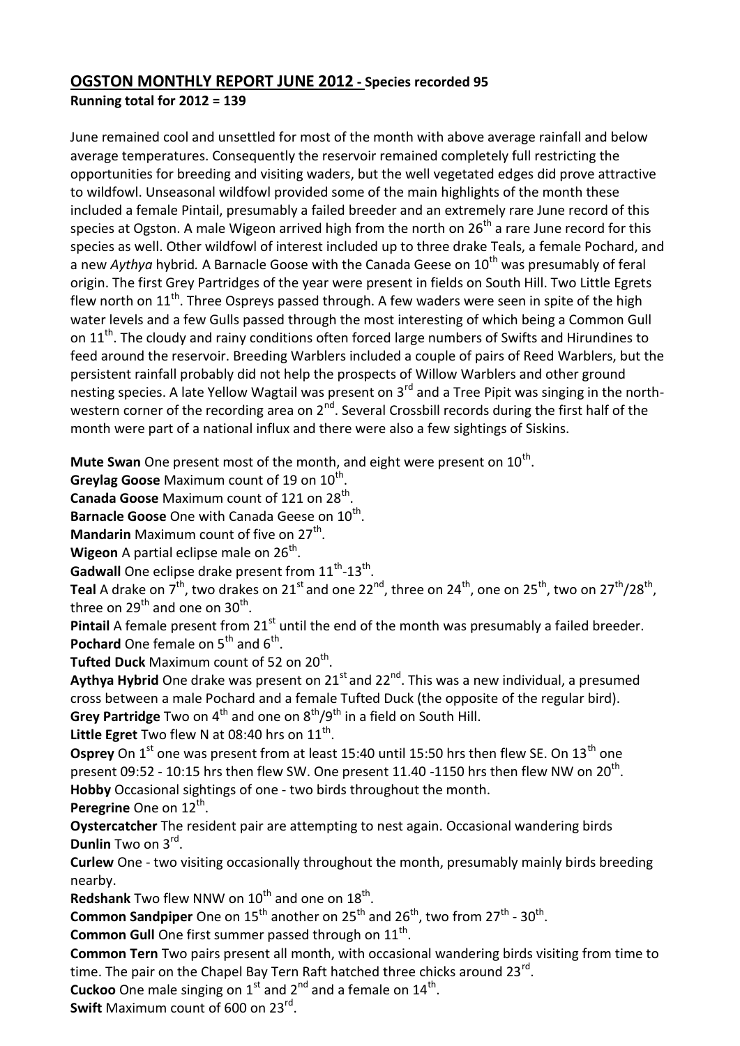## OGSTON MONTHLY REPORT JUNE 2012 - Species recorded 95

**Running total for 2012 = 139**

June remained cool and unsettled for most of the month with above average rainfall and below average temperatures. Consequently the reservoir remained completely full restricting the opportunities for breeding and visiting waders, but the well vegetated edges did prove attractive to wildfowl. Unseasonal wildfowl provided some of the main highlights of the month these included a female Pintail, presumably a failed breeder and an extremely rare June record of this species at Ogston. A male Wigeon arrived high from the north on 26th a rare June record for this species as well. Other wildfowl of interest included up to three drake Teals, a female Pochard, and a new *Aythya* hybrid. A Barnacle Goose with the Canada Geese on 10th was presumably of feral origin. The first Grey Partridges of the year were present in fields on South Hill. Two Little Egrets flew north on 11th. Three Ospreys passed through. A few waders were seen in spite of the high water levels and a few Gulls passed through the most interesting of which being a Common Gull on 11th. The cloudy and rainy conditions often forced large numbers of Swifts and Hirundines to feed around the reservoir. Breeding Warblers included a couple of pairs of Reed Warblers, but the persistent rainfall probably did not help the prospects of Willow Warblers and other ground nesting species. A late Yellow Wagtail was present on 3rd and a Tree Pipit was singing in the north-western corner of the recording area on 2nd. Several Crossbill records during the first half of the month were part of a national influx and there were also a few sightings of Siskins.

**Mute Swan** One present most of the month, and eight were present on 10th.
**Greylag Goose** Maximum count of 19 on 10th.
**Canada Goose** Maximum count of 121 on 28th.
**Barnacle Goose** One with Canada Geese on 10th.
**Mandarin** Maximum count of five on 27th.
**Wigeon** A partial eclipse male on 26th.
**Gadwall** One eclipse drake present from 11th-13th.
**Teal** A drake on 7th, two drakes on 21st and one 22nd, three on 24th, one on 25th, two on 27th/28th, three on 29th and one on 30th.
**Pintail** A female present from 21st until the end of the month was presumably a failed breeder.
**Pochard** One female on 5th and 6th.
**Tufted Duck** Maximum count of 52 on 20th.
**Aythya Hybrid** One drake was present on 21st and 22nd. This was a new individual, a presumed cross between a male Pochard and a female Tufted Duck (the opposite of the regular bird).
**Grey Partridge** Two on 4th and one on 8th/9th in a field on South Hill.
**Little Egret** Two flew N at 08:40 hrs on 11th.
**Osprey** On 1st one was present from at least 15:40 until 15:50 hrs then flew SE. On 13th one present 09:52 - 10:15 hrs then flew SW. One present 11.40 -1150 hrs then flew NW on 20th.
**Hobby** Occasional sightings of one - two birds throughout the month.
**Peregrine** One on 12th.
**Oystercatcher** The resident pair are attempting to nest again. Occasional wandering birds
**Dunlin** Two on 3rd.
**Curlew** One - two visiting occasionally throughout the month, presumably mainly birds breeding nearby.
**Redshank** Two flew NNW on 10th and one on 18th.
**Common Sandpiper** One on 15th another on 25th and 26th, two from 27th - 30th.
**Common Gull** One first summer passed through on 11th.
**Common Tern** Two pairs present all month, with occasional wandering birds visiting from time to time. The pair on the Chapel Bay Tern Raft hatched three chicks around 23rd.
**Cuckoo** One male singing on 1st and 2nd and a female on 14th.
**Swift** Maximum count of 600 on 23rd.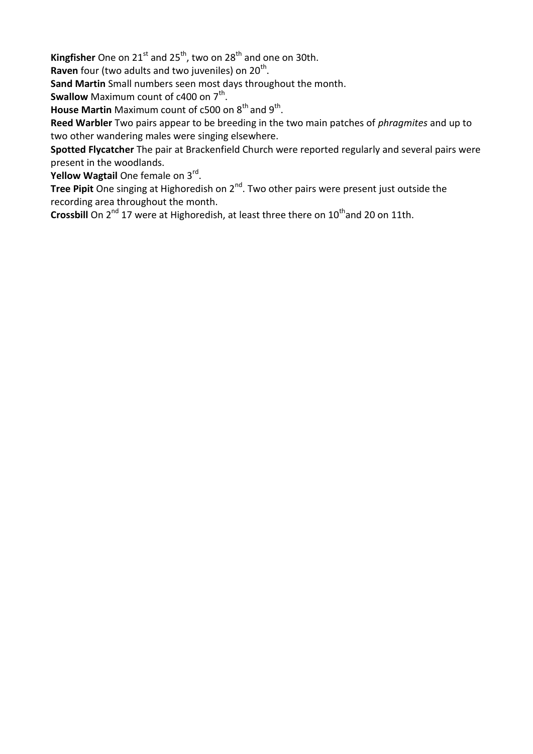**Kingfisher** One on 21st and 25th, two on 28th and one on 30th.

**Raven** four (two adults and two juveniles) on 20th.

**Sand Martin** Small numbers seen most days throughout the month.

**Swallow** Maximum count of c400 on 7th.

**House Martin** Maximum count of c500 on 8th and 9th.

**Reed Warbler** Two pairs appear to be breeding in the two main patches of *phragmites* and up to two other wandering males were singing elsewhere.

**Spotted Flycatcher** The pair at Brackenfield Church were reported regularly and several pairs were present in the woodlands.

**Yellow Wagtail** One female on 3rd.

**Tree Pipit** One singing at Highoredish on 2nd. Two other pairs were present just outside the recording area throughout the month.

**Crossbill** On 2nd 17 were at Highoredish, at least three there on 10th and 20 on 11th.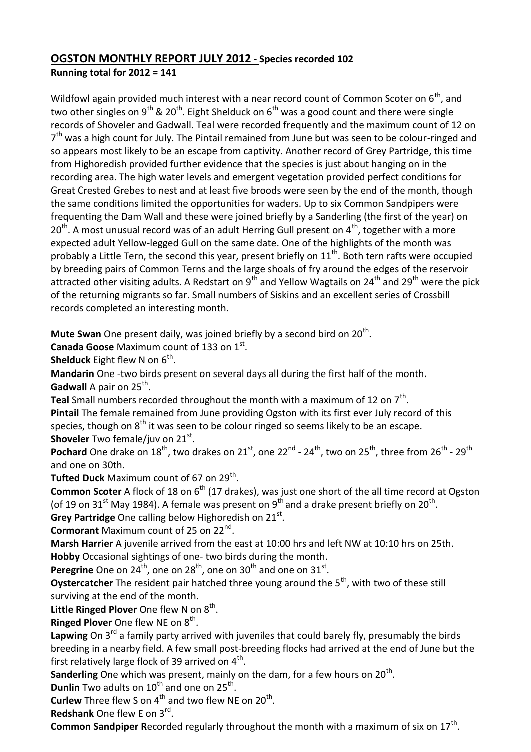# OGSTON MONTHLY REPORT JULY 2012 - Species recorded 102

**Running total for 2012 = 141**

Wildfowl again provided much interest with a near record count of Common Scoter on 6th, and two other singles on 9th & 20th. Eight Shelduck on 6th was a good count and there were single records of Shoveler and Gadwall. Teal were recorded frequently and the maximum count of 12 on 7th was a high count for July. The Pintail remained from June but was seen to be colour-ringed and so appears most likely to be an escape from captivity. Another record of Grey Partridge, this time from Highoredish provided further evidence that the species is just about hanging on in the recording area. The high water levels and emergent vegetation provided perfect conditions for Great Crested Grebes to nest and at least five broods were seen by the end of the month, though the same conditions limited the opportunities for waders. Up to six Common Sandpipers were frequenting the Dam Wall and these were joined briefly by a Sanderling (the first of the year) on 20th. A most unusual record was of an adult Herring Gull present on 4th, together with a more expected adult Yellow-legged Gull on the same date. One of the highlights of the month was probably a Little Tern, the second this year, present briefly on 11th. Both tern rafts were occupied by breeding pairs of Common Terns and the large shoals of fry around the edges of the reservoir attracted other visiting adults. A Redstart on 9th and Yellow Wagtails on 24th and 29th were the pick of the returning migrants so far. Small numbers of Siskins and an excellent series of Crossbill records completed an interesting month.

**Mute Swan** One present daily, was joined briefly by a second bird on 20th.
**Canada Goose** Maximum count of 133 on 1st.
**Shelduck** Eight flew N on 6th.
**Mandarin** One -two birds present on several days all during the first half of the month.
**Gadwall** A pair on 25th.
**Teal** Small numbers recorded throughout the month with a maximum of 12 on 7th.
**Pintail** The female remained from June providing Ogston with its first ever July record of this species, though on 8th it was seen to be colour ringed so seems likely to be an escape.
**Shoveler** Two female/juv on 21st.
**Pochard** One drake on 18th, two drakes on 21st, one 22nd - 24th, two on 25th, three from 26th - 29th and one on 30th.
**Tufted Duck** Maximum count of 67 on 29th.
**Common Scoter** A flock of 18 on 6th (17 drakes), was just one short of the all time record at Ogston (of 19 on 31st May 1984). A female was present on 9th and a drake present briefly on 20th.
**Grey Partridge** One calling below Highoredish on 21st.
**Cormorant** Maximum count of 25 on 22nd.
**Marsh Harrier** A juvenile arrived from the east at 10:00 hrs and left NW at 10:10 hrs on 25th.
**Hobby** Occasional sightings of one- two birds during the month.
**Peregrine** One on 24th, one on 28th, one on 30th and one on 31st.
**Oystercatcher** The resident pair hatched three young around the 5th, with two of these still surviving at the end of the month.
**Little Ringed Plover** One flew N on 8th.
**Ringed Plover** One flew NE on 8th.
**Lapwing** On 3rd a family party arrived with juveniles that could barely fly, presumably the birds breeding in a nearby field. A few small post-breeding flocks had arrived at the end of June but the first relatively large flock of 39 arrived on 4th.
**Sanderling** One which was present, mainly on the dam, for a few hours on 20th.
**Dunlin** Two adults on 10th and one on 25th.
**Curlew** Three flew S on 4th and two flew NE on 20th.
**Redshank** One flew E on 3rd.
**Common Sandpiper R**ecorded regularly throughout the month with a maximum of six on 17th.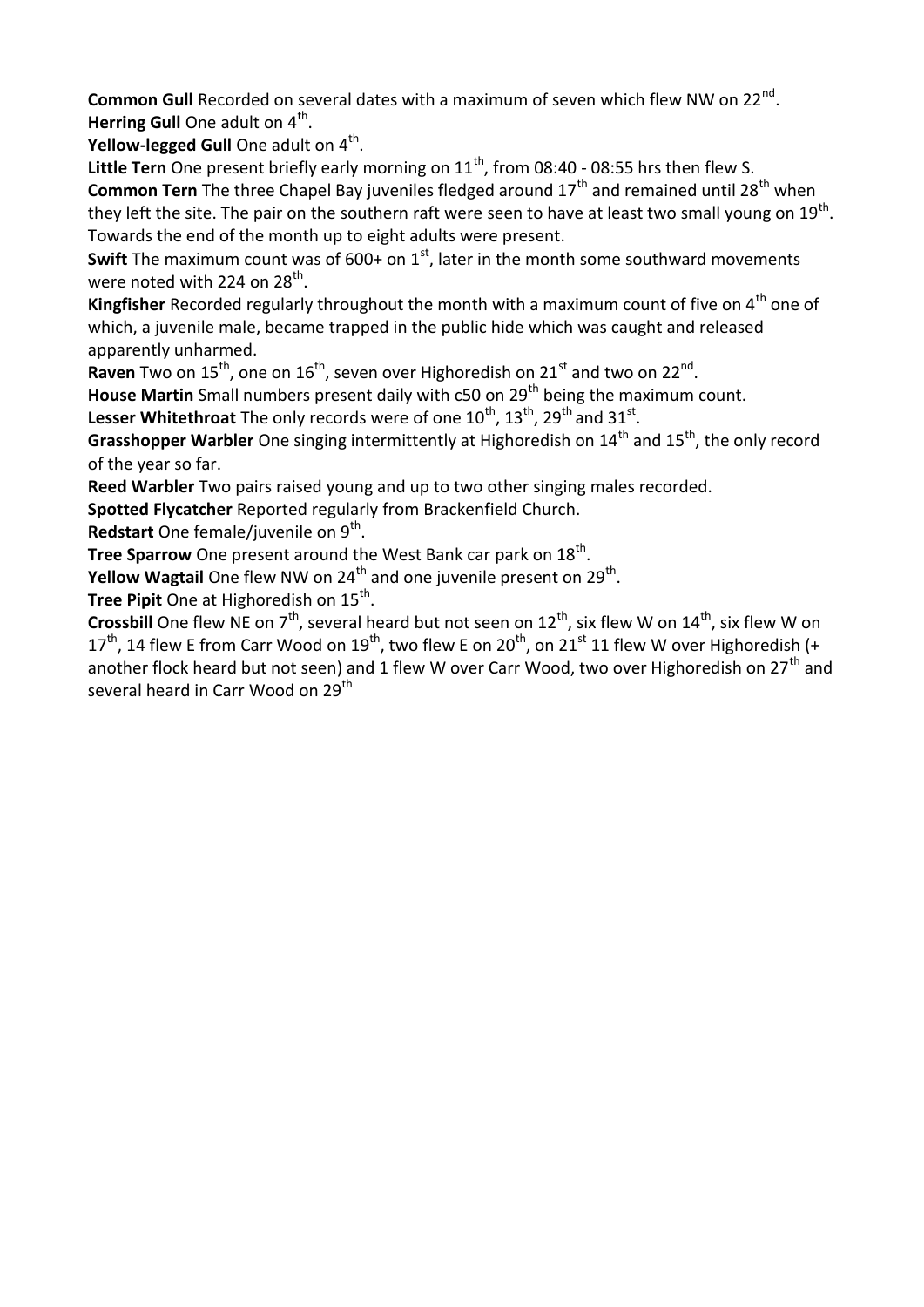**Common Gull** Recorded on several dates with a maximum of seven which flew NW on 22nd.
**Herring Gull** One adult on 4th.
**Yellow-legged Gull** One adult on 4th.
**Little Tern** One present briefly early morning on 11th, from 08:40 - 08:55 hrs then flew S.
**Common Tern** The three Chapel Bay juveniles fledged around 17th and remained until 28th when they left the site. The pair on the southern raft were seen to have at least two small young on 19th. Towards the end of the month up to eight adults were present.
**Swift** The maximum count was of 600+ on 1st, later in the month some southward movements were noted with 224 on 28th.
**Kingfisher** Recorded regularly throughout the month with a maximum count of five on 4th one of which, a juvenile male, became trapped in the public hide which was caught and released apparently unharmed.
**Raven** Two on 15th, one on 16th, seven over Highoredish on 21st and two on 22nd.
**House Martin** Small numbers present daily with c50 on 29th being the maximum count.
**Lesser Whitethroat** The only records were of one 10th, 13th, 29th and 31st.
**Grasshopper Warbler** One singing intermittently at Highoredish on 14th and 15th, the only record of the year so far.
**Reed Warbler** Two pairs raised young and up to two other singing males recorded.
**Spotted Flycatcher** Reported regularly from Brackenfield Church.
**Redstart** One female/juvenile on 9th.
**Tree Sparrow** One present around the West Bank car park on 18th.
**Yellow Wagtail** One flew NW on 24th and one juvenile present on 29th.
**Tree Pipit** One at Highoredish on 15th.
**Crossbill** One flew NE on 7th, several heard but not seen on 12th, six flew W on 14th, six flew W on 17th, 14 flew E from Carr Wood on 19th, two flew E on 20th, on 21st 11 flew W over Highoredish (+ another flock heard but not seen) and 1 flew W over Carr Wood, two over Highoredish on 27th and several heard in Carr Wood on 29th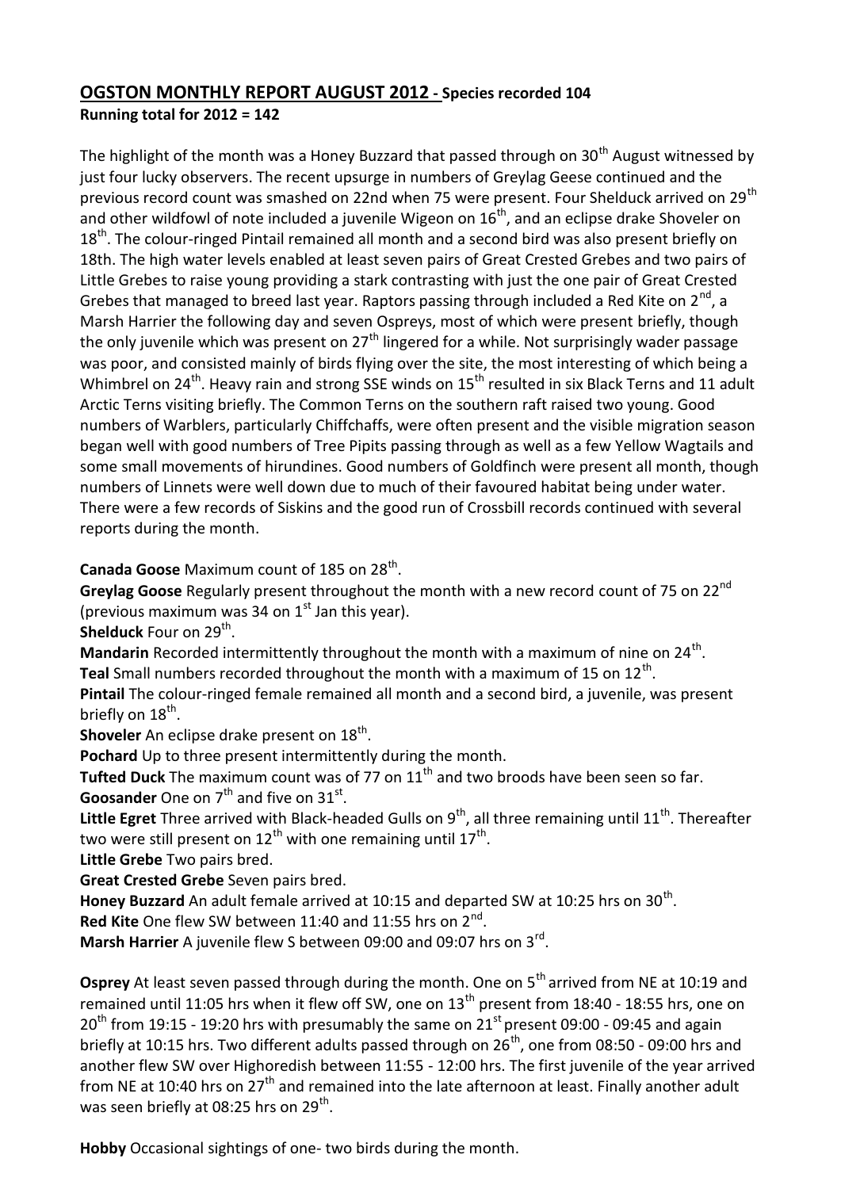## OGSTON MONTHLY REPORT AUGUST 2012 - Species recorded 104

**Running total for 2012 = 142**

The highlight of the month was a Honey Buzzard that passed through on 30th August witnessed by just four lucky observers. The recent upsurge in numbers of Greylag Geese continued and the previous record count was smashed on 22nd when 75 were present. Four Shelduck arrived on 29th and other wildfowl of note included a juvenile Wigeon on 16th, and an eclipse drake Shoveler on 18th. The colour-ringed Pintail remained all month and a second bird was also present briefly on 18th. The high water levels enabled at least seven pairs of Great Crested Grebes and two pairs of Little Grebes to raise young providing a stark contrasting with just the one pair of Great Crested Grebes that managed to breed last year. Raptors passing through included a Red Kite on 2nd, a Marsh Harrier the following day and seven Ospreys, most of which were present briefly, though the only juvenile which was present on 27th lingered for a while. Not surprisingly wader passage was poor, and consisted mainly of birds flying over the site, the most interesting of which being a Whimbrel on 24th. Heavy rain and strong SSE winds on 15th resulted in six Black Terns and 11 adult Arctic Terns visiting briefly. The Common Terns on the southern raft raised two young. Good numbers of Warblers, particularly Chiffchaffs, were often present and the visible migration season began well with good numbers of Tree Pipits passing through as well as a few Yellow Wagtails and some small movements of hirundines. Good numbers of Goldfinch were present all month, though numbers of Linnets were well down due to much of their favoured habitat being under water. There were a few records of Siskins and the good run of Crossbill records continued with several reports during the month.

**Canada Goose** Maximum count of 185 on 28th.

**Greylag Goose** Regularly present throughout the month with a new record count of 75 on 22nd (previous maximum was 34 on 1st Jan this year).

**Shelduck** Four on 29th.

**Mandarin** Recorded intermittently throughout the month with a maximum of nine on 24th.

**Teal** Small numbers recorded throughout the month with a maximum of 15 on 12th.

**Pintail** The colour-ringed female remained all month and a second bird, a juvenile, was present briefly on 18th.

**Shoveler** An eclipse drake present on 18th.

**Pochard** Up to three present intermittently during the month.

**Tufted Duck** The maximum count was of 77 on 11th and two broods have been seen so far.

**Goosander** One on 7th and five on 31st.

**Little Egret** Three arrived with Black-headed Gulls on 9th, all three remaining until 11th. Thereafter two were still present on 12th with one remaining until 17th.

**Little Grebe** Two pairs bred.

**Great Crested Grebe** Seven pairs bred.

**Honey Buzzard** An adult female arrived at 10:15 and departed SW at 10:25 hrs on 30th.

**Red Kite** One flew SW between 11:40 and 11:55 hrs on 2nd.

**Marsh Harrier** A juvenile flew S between 09:00 and 09:07 hrs on 3rd.

**Osprey** At least seven passed through during the month. One on 5th arrived from NE at 10:19 and remained until 11:05 hrs when it flew off SW, one on 13th present from 18:40 - 18:55 hrs, one on 20th from 19:15 - 19:20 hrs with presumably the same on 21st present 09:00 - 09:45 and again briefly at 10:15 hrs. Two different adults passed through on 26th, one from 08:50 - 09:00 hrs and another flew SW over Highoredish between 11:55 - 12:00 hrs. The first juvenile of the year arrived from NE at 10:40 hrs on 27th and remained into the late afternoon at least. Finally another adult was seen briefly at 08:25 hrs on 29th.

**Hobby** Occasional sightings of one- two birds during the month.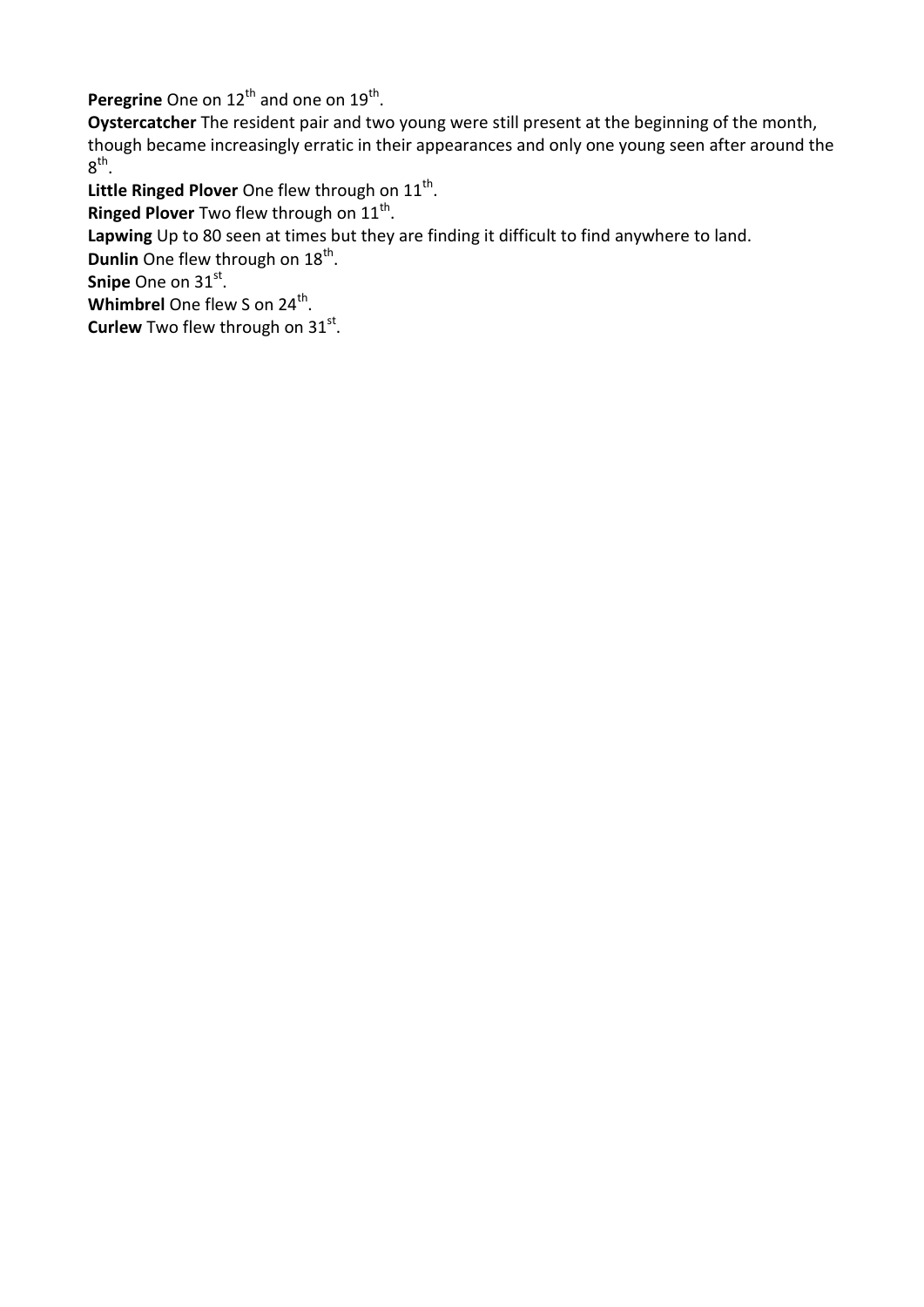**Peregrine** One on 12th and one on 19th.

**Oystercatcher** The resident pair and two young were still present at the beginning of the month, though became increasingly erratic in their appearances and only one young seen after around the 8th.

**Little Ringed Plover** One flew through on 11th.

**Ringed Plover** Two flew through on 11th.

**Lapwing** Up to 80 seen at times but they are finding it difficult to find anywhere to land.

**Dunlin** One flew through on 18th.

**Snipe** One on 31st.

**Whimbrel** One flew S on 24th.

**Curlew** Two flew through on 31st.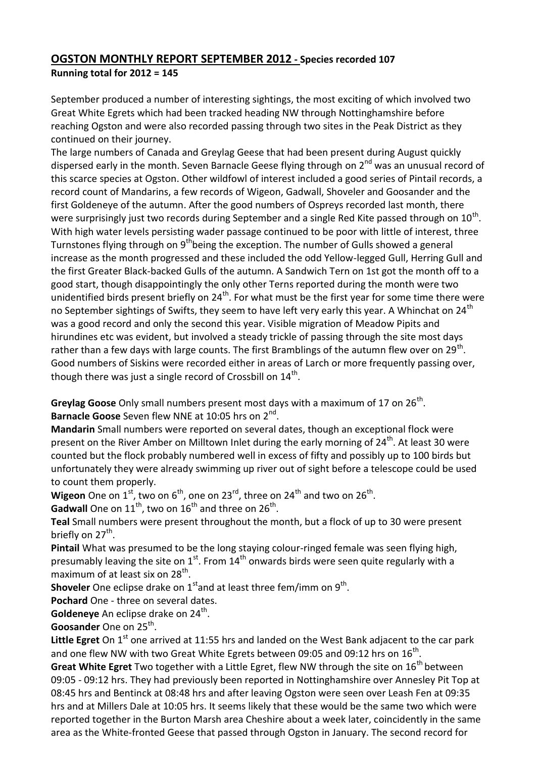## OGSTON MONTHLY REPORT SEPTEMBER 2012 - Species recorded 107

**Running total for 2012 = 145**

September produced a number of interesting sightings, the most exciting of which involved two Great White Egrets which had been tracked heading NW through Nottinghamshire before reaching Ogston and were also recorded passing through two sites in the Peak District as they continued on their journey.
The large numbers of Canada and Greylag Geese that had been present during August quickly dispersed early in the month. Seven Barnacle Geese flying through on 2nd was an unusual record of this scarce species at Ogston. Other wildfowl of interest included a good series of Pintail records, a record count of Mandarins, a few records of Wigeon, Gadwall, Shoveler and Goosander and the first Goldeneye of the autumn. After the good numbers of Ospreys recorded last month, there were surprisingly just two records during September and a single Red Kite passed through on 10th. With high water levels persisting wader passage continued to be poor with little of interest, three Turnstones flying through on 9th being the exception. The number of Gulls showed a general increase as the month progressed and these included the odd Yellow-legged Gull, Herring Gull and the first Greater Black-backed Gulls of the autumn. A Sandwich Tern on 1st got the month off to a good start, though disappointingly the only other Terns reported during the month were two unidentified birds present briefly on 24th. For what must be the first year for some time there were no September sightings of Swifts, they seem to have left very early this year. A Whinchat on 24th was a good record and only the second this year. Visible migration of Meadow Pipits and hirundines etc was evident, but involved a steady trickle of passing through the site most days rather than a few days with large counts. The first Bramblings of the autumn flew over on 29th. Good numbers of Siskins were recorded either in areas of Larch or more frequently passing over, though there was just a single record of Crossbill on 14th.

**Greylag Goose** Only small numbers present most days with a maximum of 17 on 26th.
**Barnacle Goose** Seven flew NNE at 10:05 hrs on 2nd.
**Mandarin** Small numbers were reported on several dates, though an exceptional flock were present on the River Amber on Milltown Inlet during the early morning of 24th. At least 30 were counted but the flock probably numbered well in excess of fifty and possibly up to 100 birds but unfortunately they were already swimming up river out of sight before a telescope could be used to count them properly.
**Wigeon** One on 1st, two on 6th, one on 23rd, three on 24th and two on 26th.
**Gadwall** One on 11th, two on 16th and three on 26th.
**Teal** Small numbers were present throughout the month, but a flock of up to 30 were present briefly on 27th.
**Pintail** What was presumed to be the long staying colour-ringed female was seen flying high, presumably leaving the site on 1st. From 14th onwards birds were seen quite regularly with a maximum of at least six on 28th.
**Shoveler** One eclipse drake on 1st and at least three fem/imm on 9th.
**Pochard** One - three on several dates.
**Goldeneye** An eclipse drake on 24th.
**Goosander** One on 25th.
**Little Egret** On 1st one arrived at 11:55 hrs and landed on the West Bank adjacent to the car park and one flew NW with two Great White Egrets between 09:05 and 09:12 hrs on 16th.
**Great White Egret** Two together with a Little Egret, flew NW through the site on 16th between 09:05 - 09:12 hrs. They had previously been reported in Nottinghamshire over Annesley Pit Top at 08:45 hrs and Bentinck at 08:48 hrs and after leaving Ogston were seen over Leash Fen at 09:35 hrs and at Millers Dale at 10:05 hrs. It seems likely that these would be the same two which were reported together in the Burton Marsh area Cheshire about a week later, coincidently in the same area as the White-fronted Geese that passed through Ogston in January. The second record for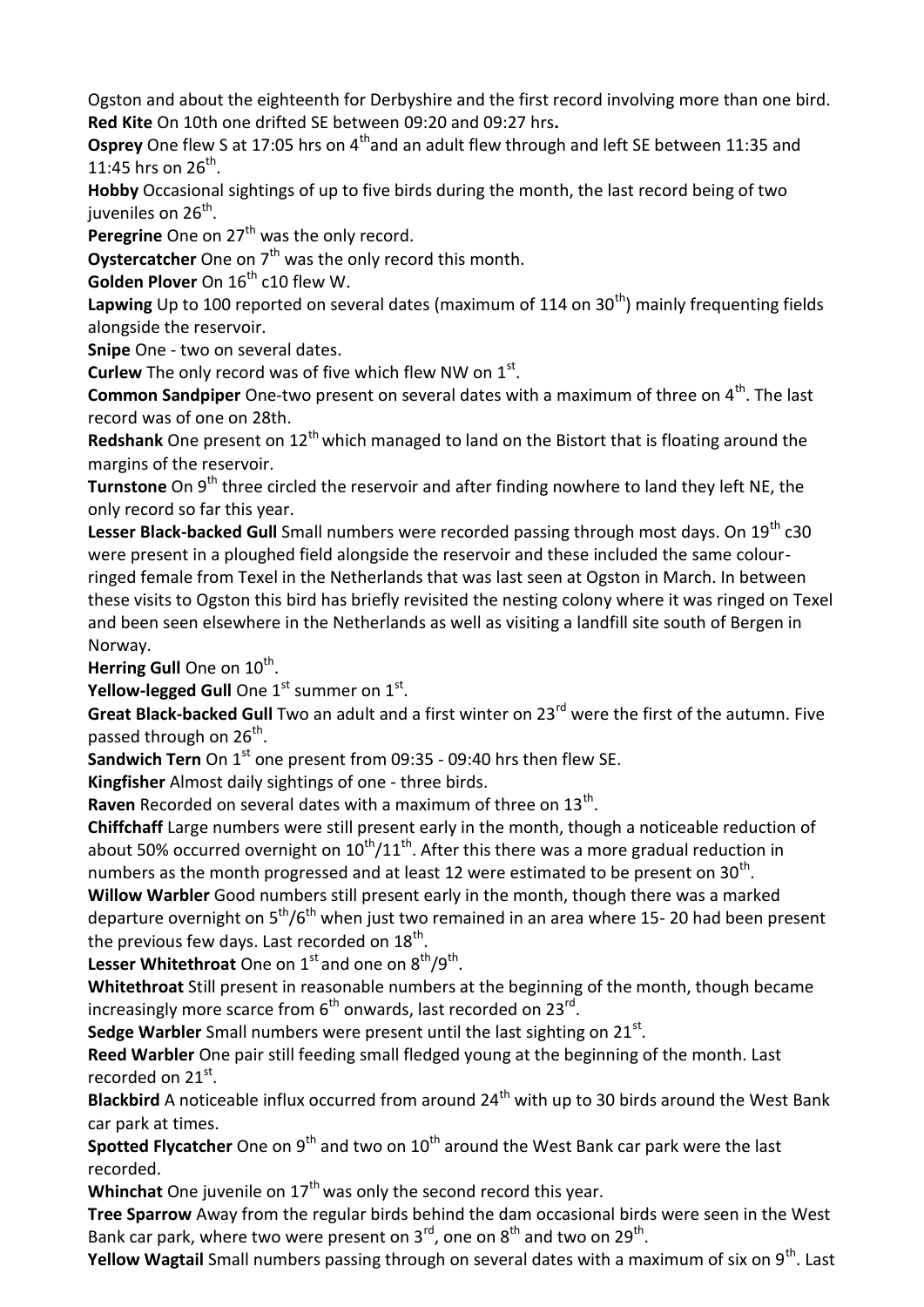Ogston and about the eighteenth for Derbyshire and the first record involving more than one bird.
**Red Kite** On 10th one drifted SE between 09:20 and 09:27 hrs**.**
**Osprey** One flew S at 17:05 hrs on 4th and an adult flew through and left SE between 11:35 and 11:45 hrs on 26th.
**Hobby** Occasional sightings of up to five birds during the month, the last record being of two juveniles on 26th.
**Peregrine** One on 27th was the only record.
**Oystercatcher** One on 7th was the only record this month.
**Golden Plover** On 16th c10 flew W.
**Lapwing** Up to 100 reported on several dates (maximum of 114 on 30th) mainly frequenting fields alongside the reservoir.
**Snipe** One - two on several dates.
**Curlew** The only record was of five which flew NW on 1st.
**Common Sandpiper** One-two present on several dates with a maximum of three on 4th. The last record was of one on 28th.
**Redshank** One present on 12th which managed to land on the Bistort that is floating around the margins of the reservoir.
**Turnstone** On 9th three circled the reservoir and after finding nowhere to land they left NE, the only record so far this year.
**Lesser Black-backed Gull** Small numbers were recorded passing through most days. On 19th c30 were present in a ploughed field alongside the reservoir and these included the same colour-ringed female from Texel in the Netherlands that was last seen at Ogston in March. In between these visits to Ogston this bird has briefly revisited the nesting colony where it was ringed on Texel and been seen elsewhere in the Netherlands as well as visiting a landfill site south of Bergen in Norway.
**Herring Gull** One on 10th.
**Yellow-legged Gull** One 1st summer on 1st.
**Great Black-backed Gull** Two an adult and a first winter on 23rd were the first of the autumn. Five passed through on 26th.
**Sandwich Tern** On 1st one present from 09:35 - 09:40 hrs then flew SE.
**Kingfisher** Almost daily sightings of one - three birds.
**Raven** Recorded on several dates with a maximum of three on 13th.
**Chiffchaff** Large numbers were still present early in the month, though a noticeable reduction of about 50% occurred overnight on 10th/11th. After this there was a more gradual reduction in numbers as the month progressed and at least 12 were estimated to be present on 30th.
**Willow Warbler** Good numbers still present early in the month, though there was a marked departure overnight on 5th/6th when just two remained in an area where 15- 20 had been present the previous few days. Last recorded on 18th.
**Lesser Whitethroat** One on 1st and one on 8th/9th.
**Whitethroat** Still present in reasonable numbers at the beginning of the month, though became increasingly more scarce from 6th onwards, last recorded on 23rd.
**Sedge Warbler** Small numbers were present until the last sighting on 21st.
**Reed Warbler** One pair still feeding small fledged young at the beginning of the month. Last recorded on 21st.
**Blackbird** A noticeable influx occurred from around 24th with up to 30 birds around the West Bank car park at times.
**Spotted Flycatcher** One on 9th and two on 10th around the West Bank car park were the last recorded.
**Whinchat** One juvenile on 17th was only the second record this year.
**Tree Sparrow** Away from the regular birds behind the dam occasional birds were seen in the West Bank car park, where two were present on 3rd, one on 8th and two on 29th.
**Yellow Wagtail** Small numbers passing through on several dates with a maximum of six on 9th. Last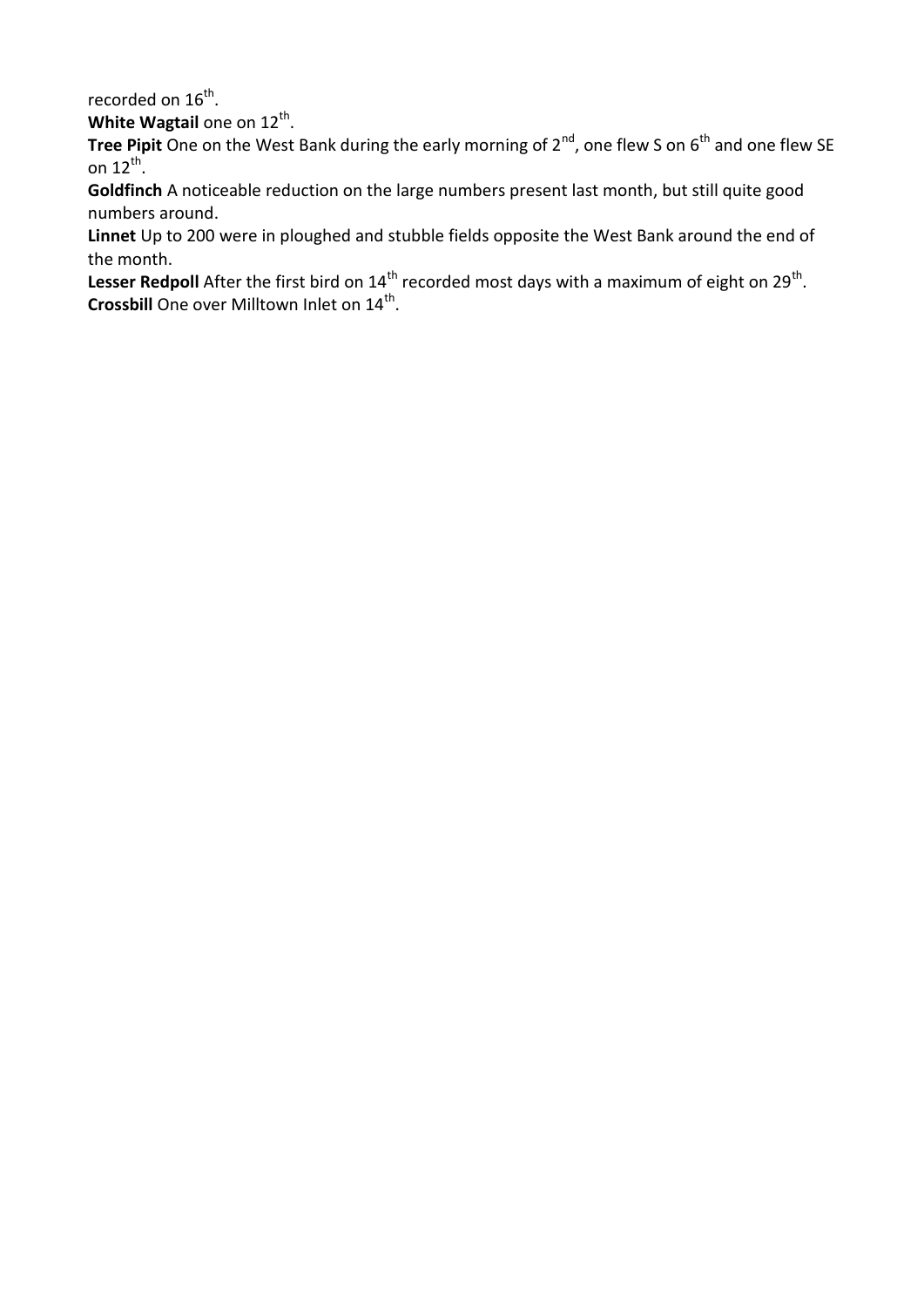recorded on 16th.

**White Wagtail** one on 12th.

**Tree Pipit** One on the West Bank during the early morning of 2nd, one flew S on 6th and one flew SE on 12th.

**Goldfinch** A noticeable reduction on the large numbers present last month, but still quite good numbers around.

**Linnet** Up to 200 were in ploughed and stubble fields opposite the West Bank around the end of the month.

**Lesser Redpoll** After the first bird on 14th recorded most days with a maximum of eight on 29th.

**Crossbill** One over Milltown Inlet on 14th.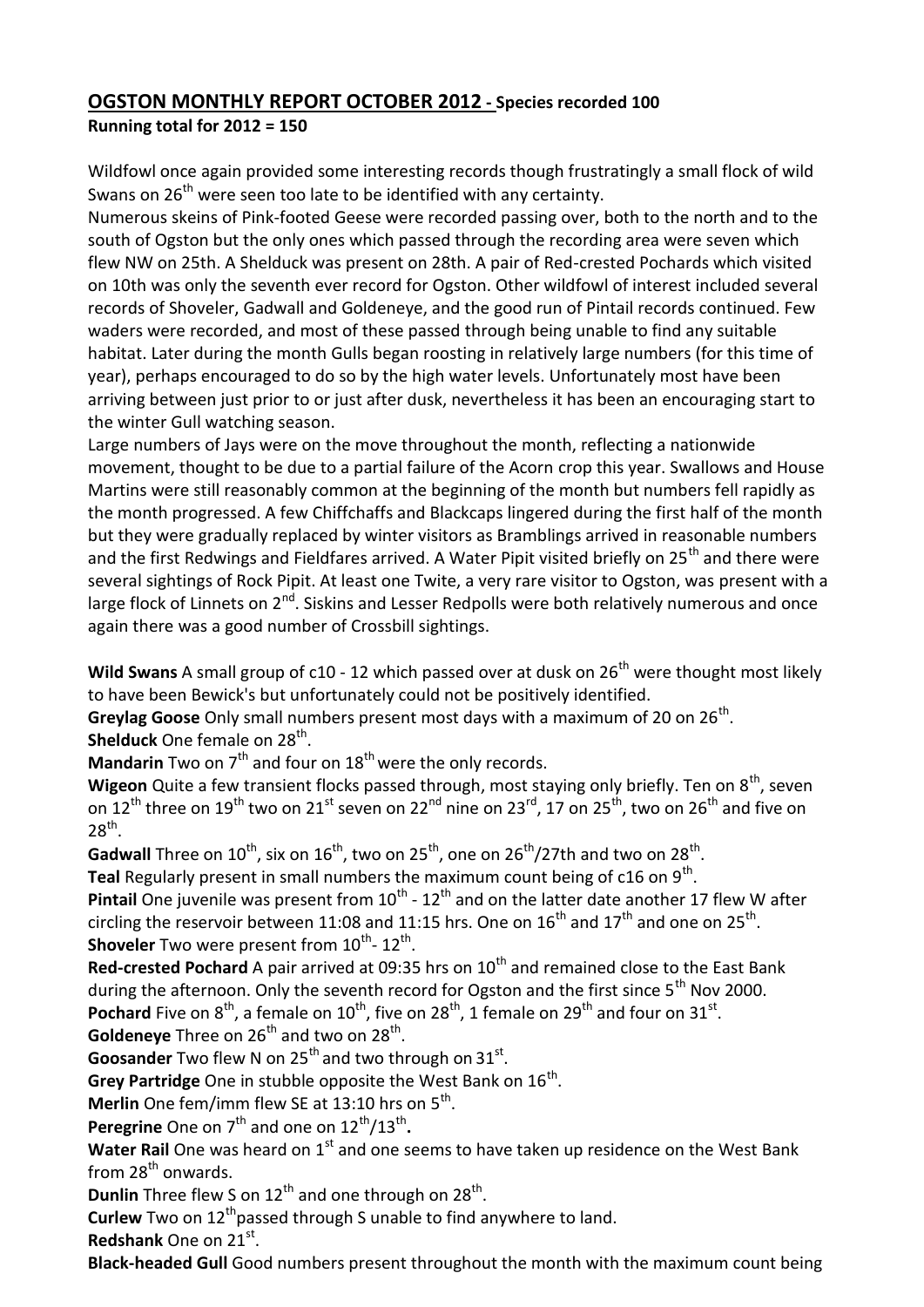## OGSTON MONTHLY REPORT OCTOBER 2012 - Species recorded 100

**Running total for 2012 = 150**

Wildfowl once again provided some interesting records though frustratingly a small flock of wild Swans on 26th were seen too late to be identified with any certainty.
Numerous skeins of Pink-footed Geese were recorded passing over, both to the north and to the south of Ogston but the only ones which passed through the recording area were seven which flew NW on 25th. A Shelduck was present on 28th. A pair of Red-crested Pochards which visited on 10th was only the seventh ever record for Ogston. Other wildfowl of interest included several records of Shoveler, Gadwall and Goldeneye, and the good run of Pintail records continued. Few waders were recorded, and most of these passed through being unable to find any suitable habitat. Later during the month Gulls began roosting in relatively large numbers (for this time of year), perhaps encouraged to do so by the high water levels. Unfortunately most have been arriving between just prior to or just after dusk, nevertheless it has been an encouraging start to the winter Gull watching season.
Large numbers of Jays were on the move throughout the month, reflecting a nationwide movement, thought to be due to a partial failure of the Acorn crop this year. Swallows and House Martins were still reasonably common at the beginning of the month but numbers fell rapidly as the month progressed. A few Chiffchaffs and Blackcaps lingered during the first half of the month but they were gradually replaced by winter visitors as Bramblings arrived in reasonable numbers and the first Redwings and Fieldfares arrived. A Water Pipit visited briefly on 25th and there were several sightings of Rock Pipit. At least one Twite, a very rare visitor to Ogston, was present with a large flock of Linnets on 2nd. Siskins and Lesser Redpolls were both relatively numerous and once again there was a good number of Crossbill sightings.

**Wild Swans** A small group of c10 - 12 which passed over at dusk on 26th were thought most likely to have been Bewick's but unfortunately could not be positively identified.
**Greylag Goose** Only small numbers present most days with a maximum of 20 on 26th.
**Shelduck** One female on 28th.
**Mandarin** Two on 7th and four on 18th were the only records.
**Wigeon** Quite a few transient flocks passed through, most staying only briefly. Ten on 8th, seven on 12th three on 19th two on 21st seven on 22nd nine on 23rd, 17 on 25th, two on 26th and five on 28th.
**Gadwall** Three on 10th, six on 16th, two on 25th, one on 26th/27th and two on 28th.
**Teal** Regularly present in small numbers the maximum count being of c16 on 9th.
**Pintail** One juvenile was present from 10th - 12th and on the latter date another 17 flew W after circling the reservoir between 11:08 and 11:15 hrs. One on 16th and 17th and one on 25th.
**Shoveler** Two were present from 10th- 12th.
**Red-crested Pochard** A pair arrived at 09:35 hrs on 10th and remained close to the East Bank during the afternoon. Only the seventh record for Ogston and the first since 5th Nov 2000.
**Pochard** Five on 8th, a female on 10th, five on 28th, 1 female on 29th and four on 31st.
**Goldeneye** Three on 26th and two on 28th.
**Goosander** Two flew N on 25th and two through on 31st.
**Grey Partridge** One in stubble opposite the West Bank on 16th.
**Merlin** One fem/imm flew SE at 13:10 hrs on 5th.
**Peregrine** One on 7th and one on 12th/13th.
**Water Rail** One was heard on 1st and one seems to have taken up residence on the West Bank from 28th onwards.
**Dunlin** Three flew S on 12th and one through on 28th.
**Curlew** Two on 12th passed through S unable to find anywhere to land.
**Redshank** One on 21st.
**Black-headed Gull** Good numbers present throughout the month with the maximum count being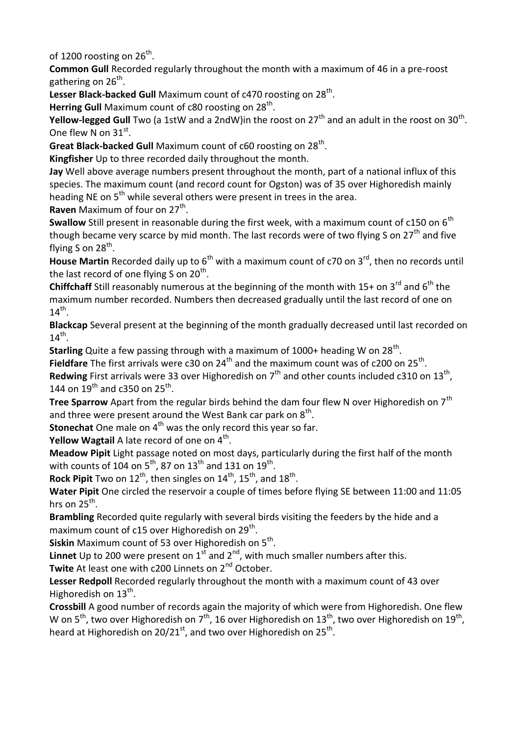of 1200 roosting on 26th.

**Common Gull** Recorded regularly throughout the month with a maximum of 46 in a pre-roost gathering on 26th.

**Lesser Black-backed Gull** Maximum count of c470 roosting on 28th.

**Herring Gull** Maximum count of c80 roosting on 28th.

**Yellow-legged Gull** Two (a 1stW and a 2ndW)in the roost on 27th and an adult in the roost on 30th. One flew N on 31st.

**Great Black-backed Gull** Maximum count of c60 roosting on 28th.

**Kingfisher** Up to three recorded daily throughout the month.

**Jay** Well above average numbers present throughout the month, part of a national influx of this species. The maximum count (and record count for Ogston) was of 35 over Highoredish mainly heading NE on 5th while several others were present in trees in the area.

**Raven** Maximum of four on 27th.

**Swallow** Still present in reasonable during the first week, with a maximum count of c150 on 6th though became very scarce by mid month. The last records were of two flying S on 27th and five flying S on 28th.

**House Martin** Recorded daily up to 6th with a maximum count of c70 on 3rd, then no records until the last record of one flying S on 20th.

**Chiffchaff** Still reasonably numerous at the beginning of the month with 15+ on 3rd and 6th the maximum number recorded. Numbers then decreased gradually until the last record of one on 14th.

**Blackcap** Several present at the beginning of the month gradually decreased until last recorded on 14th.

**Starling** Quite a few passing through with a maximum of 1000+ heading W on 28th.

**Fieldfare** The first arrivals were c30 on 24th and the maximum count was of c200 on 25th.

**Redwing** First arrivals were 33 over Highoredish on 7th and other counts included c310 on 13th, 144 on 19th and c350 on 25th.

**Tree Sparrow** Apart from the regular birds behind the dam four flew N over Highoredish on 7th and three were present around the West Bank car park on 8th.

**Stonechat** One male on 4th was the only record this year so far.

**Yellow Wagtail** A late record of one on 4th.

**Meadow Pipit** Light passage noted on most days, particularly during the first half of the month with counts of 104 on 5th, 87 on 13th and 131 on 19th.

**Rock Pipit** Two on 12th, then singles on 14th, 15th, and 18th.

**Water Pipit** One circled the reservoir a couple of times before flying SE between 11:00 and 11:05 hrs on 25th.

**Brambling** Recorded quite regularly with several birds visiting the feeders by the hide and a maximum count of c15 over Highoredish on 29th.

**Siskin** Maximum count of 53 over Highoredish on 5th.

**Linnet** Up to 200 were present on 1st and 2nd, with much smaller numbers after this.

**Twite** At least one with c200 Linnets on 2nd October.

**Lesser Redpoll** Recorded regularly throughout the month with a maximum count of 43 over Highoredish on 13th.

**Crossbill** A good number of records again the majority of which were from Highoredish. One flew W on 5th, two over Highoredish on 7th, 16 over Highoredish on 13th, two over Highoredish on 19th, heard at Highoredish on 20/21st, and two over Highoredish on 25th.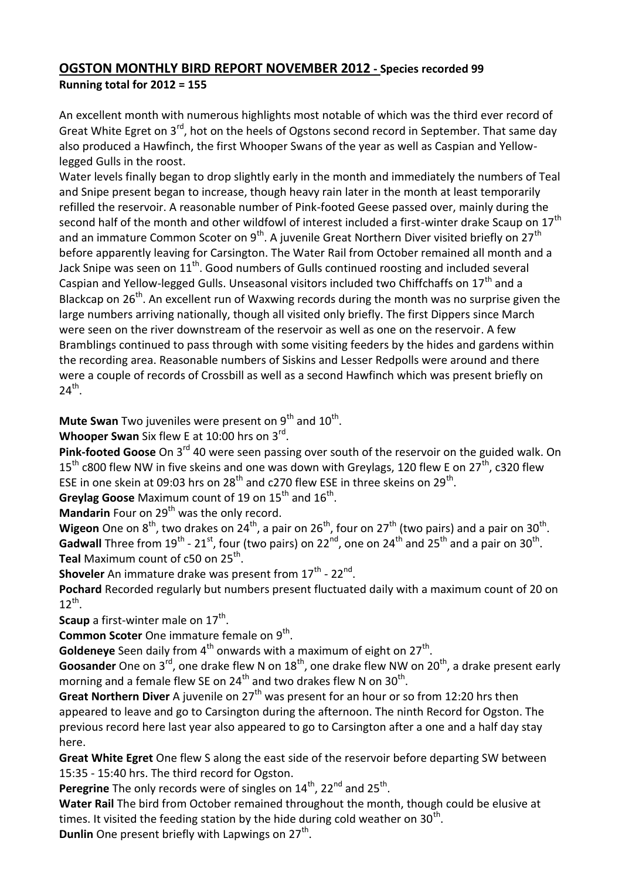# OGSTON MONTHLY BIRD REPORT NOVEMBER 2012 - Species recorded 99

**Running total for 2012 = 155**

An excellent month with numerous highlights most notable of which was the third ever record of Great White Egret on 3rd, hot on the heels of Ogstons second record in September. That same day also produced a Hawfinch, the first Whooper Swans of the year as well as Caspian and Yellow-legged Gulls in the roost.

Water levels finally began to drop slightly early in the month and immediately the numbers of Teal and Snipe present began to increase, though heavy rain later in the month at least temporarily refilled the reservoir. A reasonable number of Pink-footed Geese passed over, mainly during the second half of the month and other wildfowl of interest included a first-winter drake Scaup on 17th and an immature Common Scoter on 9th. A juvenile Great Northern Diver visited briefly on 27th before apparently leaving for Carsington. The Water Rail from October remained all month and a Jack Snipe was seen on 11th. Good numbers of Gulls continued roosting and included several Caspian and Yellow-legged Gulls. Unseasonal visitors included two Chiffchaffs on 17th and a Blackcap on 26th. An excellent run of Waxwing records during the month was no surprise given the large numbers arriving nationally, though all visited only briefly. The first Dippers since March were seen on the river downstream of the reservoir as well as one on the reservoir. A few Bramblings continued to pass through with some visiting feeders by the hides and gardens within the recording area. Reasonable numbers of Siskins and Lesser Redpolls were around and there were a couple of records of Crossbill as well as a second Hawfinch which was present briefly on 24th.

**Mute Swan** Two juveniles were present on 9th and 10th.

**Whooper Swan** Six flew E at 10:00 hrs on 3rd.

**Pink-footed Goose** On 3rd 40 were seen passing over south of the reservoir on the guided walk. On 15th c800 flew NW in five skeins and one was down with Greylags, 120 flew E on 27th, c320 flew ESE in one skein at 09:03 hrs on 28th and c270 flew ESE in three skeins on 29th.

**Greylag Goose** Maximum count of 19 on 15th and 16th.

**Mandarin** Four on 29th was the only record.

**Wigeon** One on 8th, two drakes on 24th, a pair on 26th, four on 27th (two pairs) and a pair on 30th.

**Gadwall** Three from 19th - 21st, four (two pairs) on 22nd, one on 24th and 25th and a pair on 30th.

**Teal** Maximum count of c50 on 25th.

**Shoveler** An immature drake was present from 17th - 22nd.

**Pochard** Recorded regularly but numbers present fluctuated daily with a maximum count of 20 on 12th.

**Scaup** a first-winter male on 17th.

**Common Scoter** One immature female on 9th.

**Goldeneye** Seen daily from 4th onwards with a maximum of eight on 27th.

**Goosander** One on 3rd, one drake flew N on 18th, one drake flew NW on 20th, a drake present early morning and a female flew SE on 24th and two drakes flew N on 30th.

**Great Northern Diver** A juvenile on 27th was present for an hour or so from 12:20 hrs then appeared to leave and go to Carsington during the afternoon. The ninth Record for Ogston. The previous record here last year also appeared to go to Carsington after a one and a half day stay here.

**Great White Egret** One flew S along the east side of the reservoir before departing SW between 15:35 - 15:40 hrs. The third record for Ogston.

**Peregrine** The only records were of singles on 14th, 22nd and 25th.

**Water Rail** The bird from October remained throughout the month, though could be elusive at times. It visited the feeding station by the hide during cold weather on 30th.

**Dunlin** One present briefly with Lapwings on 27th.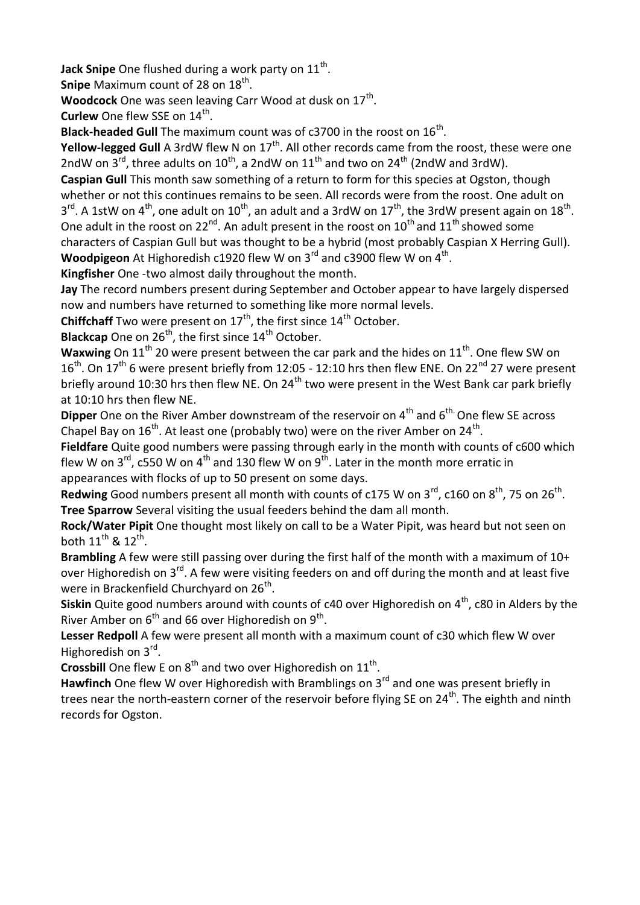**Jack Snipe** One flushed during a work party on 11th.

**Snipe** Maximum count of 28 on 18th.

**Woodcock** One was seen leaving Carr Wood at dusk on 17th.

**Curlew** One flew SSE on 14th.

**Black-headed Gull** The maximum count was of c3700 in the roost on 16th.

**Yellow-legged Gull** A 3rdW flew N on 17th. All other records came from the roost, these were one 2ndW on 3rd, three adults on 10th, a 2ndW on 11th and two on 24th (2ndW and 3rdW).

**Caspian Gull** This month saw something of a return to form for this species at Ogston, though whether or not this continues remains to be seen. All records were from the roost. One adult on 3rd. A 1stW on 4th, one adult on 10th, an adult and a 3rdW on 17th, the 3rdW present again on 18th. One adult in the roost on 22nd. An adult present in the roost on 10th and 11th showed some characters of Caspian Gull but was thought to be a hybrid (most probably Caspian X Herring Gull).

**Woodpigeon** At Highoredish c1920 flew W on 3rd and c3900 flew W on 4th.

**Kingfisher** One -two almost daily throughout the month.

**Jay** The record numbers present during September and October appear to have largely dispersed now and numbers have returned to something like more normal levels.

**Chiffchaff** Two were present on 17th, the first since 14th October.

**Blackcap** One on 26th, the first since 14th October.

**Waxwing** On 11th 20 were present between the car park and the hides on 11th. One flew SW on 16th. On 17th 6 were present briefly from 12:05 - 12:10 hrs then flew ENE. On 22nd 27 were present briefly around 10:30 hrs then flew NE. On 24th two were present in the West Bank car park briefly at 10:10 hrs then flew NE.

**Dipper** One on the River Amber downstream of the reservoir on 4th and 6th. One flew SE across Chapel Bay on 16th. At least one (probably two) were on the river Amber on 24th.

**Fieldfare** Quite good numbers were passing through early in the month with counts of c600 which flew W on 3rd, c550 W on 4th and 130 flew W on 9th. Later in the month more erratic in appearances with flocks of up to 50 present on some days.

**Redwing** Good numbers present all month with counts of c175 W on 3rd, c160 on 8th, 75 on 26th.

**Tree Sparrow** Several visiting the usual feeders behind the dam all month.

**Rock/Water Pipit** One thought most likely on call to be a Water Pipit, was heard but not seen on both 11th & 12th.

**Brambling** A few were still passing over during the first half of the month with a maximum of 10+ over Highoredish on 3rd. A few were visiting feeders on and off during the month and at least five were in Brackenfield Churchyard on 26th.

**Siskin** Quite good numbers around with counts of c40 over Highoredish on 4th, c80 in Alders by the River Amber on 6th and 66 over Highoredish on 9th.

**Lesser Redpoll** A few were present all month with a maximum count of c30 which flew W over Highoredish on 3rd.

**Crossbill** One flew E on 8th and two over Highoredish on 11th.

**Hawfinch** One flew W over Highoredish with Bramblings on 3rd and one was present briefly in trees near the north-eastern corner of the reservoir before flying SE on 24th. The eighth and ninth records for Ogston.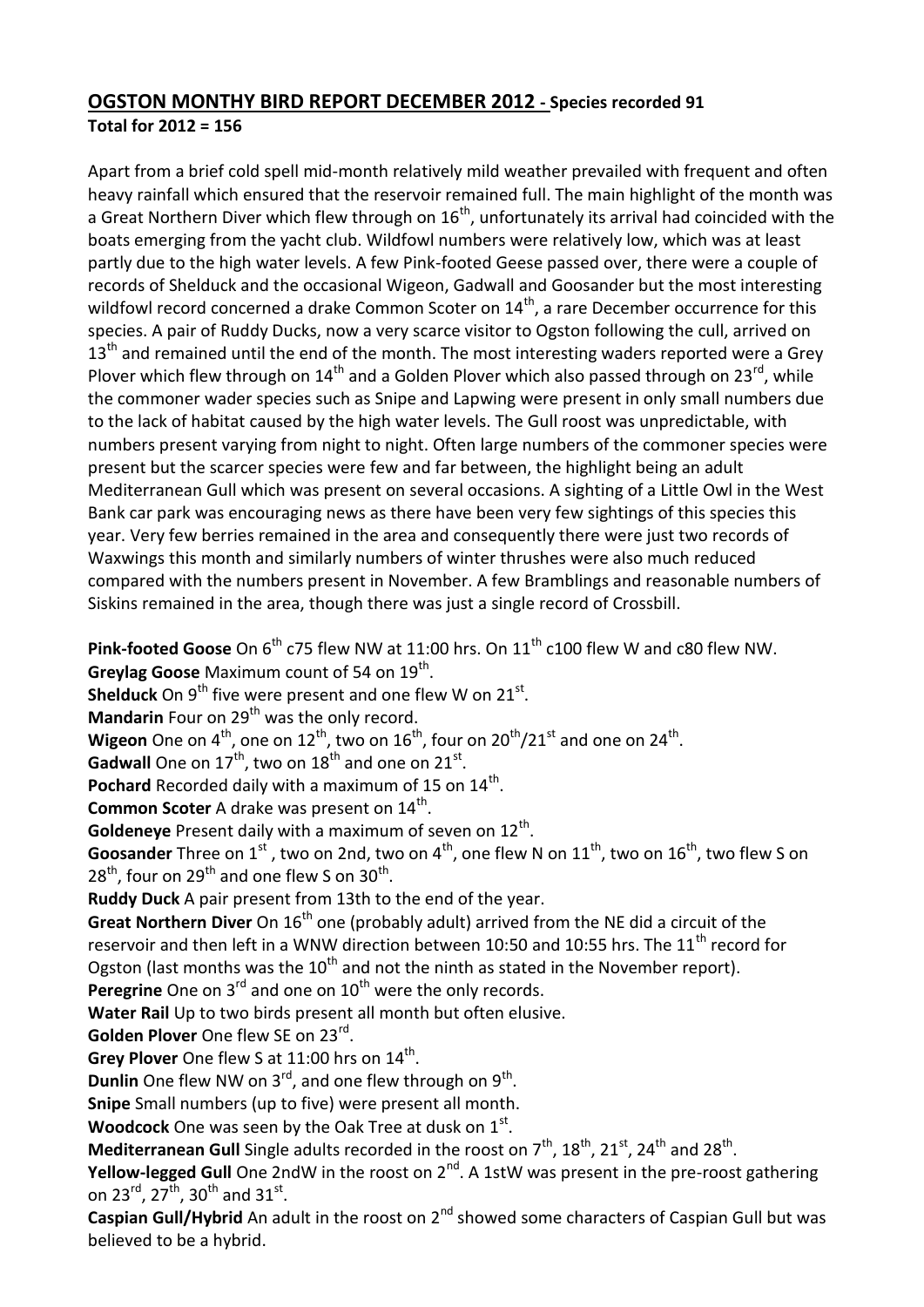## OGSTON MONTHY BIRD REPORT DECEMBER 2012 - Species recorded 91

**Total for 2012 = 156**

Apart from a brief cold spell mid-month relatively mild weather prevailed with frequent and often heavy rainfall which ensured that the reservoir remained full. The main highlight of the month was a Great Northern Diver which flew through on 16th, unfortunately its arrival had coincided with the boats emerging from the yacht club. Wildfowl numbers were relatively low, which was at least partly due to the high water levels. A few Pink-footed Geese passed over, there were a couple of records of Shelduck and the occasional Wigeon, Gadwall and Goosander but the most interesting wildfowl record concerned a drake Common Scoter on 14th, a rare December occurrence for this species. A pair of Ruddy Ducks, now a very scarce visitor to Ogston following the cull, arrived on 13th and remained until the end of the month. The most interesting waders reported were a Grey Plover which flew through on 14th and a Golden Plover which also passed through on 23rd, while the commoner wader species such as Snipe and Lapwing were present in only small numbers due to the lack of habitat caused by the high water levels. The Gull roost was unpredictable, with numbers present varying from night to night. Often large numbers of the commoner species were present but the scarcer species were few and far between, the highlight being an adult Mediterranean Gull which was present on several occasions. A sighting of a Little Owl in the West Bank car park was encouraging news as there have been very few sightings of this species this year. Very few berries remained in the area and consequently there were just two records of Waxwings this month and similarly numbers of winter thrushes were also much reduced compared with the numbers present in November. A few Bramblings and reasonable numbers of Siskins remained in the area, though there was just a single record of Crossbill.

**Pink-footed Goose** On 6th c75 flew NW at 11:00 hrs. On 11th c100 flew W and c80 flew NW.
**Greylag Goose** Maximum count of 54 on 19th.
**Shelduck** On 9th five were present and one flew W on 21st.
**Mandarin** Four on 29th was the only record.
**Wigeon** One on 4th, one on 12th, two on 16th, four on 20th/21st and one on 24th.
**Gadwall** One on 17th, two on 18th and one on 21st.
**Pochard** Recorded daily with a maximum of 15 on 14th.
**Common Scoter** A drake was present on 14th.
**Goldeneye** Present daily with a maximum of seven on 12th.
**Goosander** Three on 1st, two on 2nd, two on 4th, one flew N on 11th, two on 16th, two flew S on 28th, four on 29th and one flew S on 30th.
**Ruddy Duck** A pair present from 13th to the end of the year.
**Great Northern Diver** On 16th one (probably adult) arrived from the NE did a circuit of the reservoir and then left in a WNW direction between 10:50 and 10:55 hrs. The 11th record for Ogston (last months was the 10th and not the ninth as stated in the November report).
**Peregrine** One on 3rd and one on 10th were the only records.
**Water Rail** Up to two birds present all month but often elusive.
**Golden Plover** One flew SE on 23rd.
**Grey Plover** One flew S at 11:00 hrs on 14th.
**Dunlin** One flew NW on 3rd, and one flew through on 9th.
**Snipe** Small numbers (up to five) were present all month.
**Woodcock** One was seen by the Oak Tree at dusk on 1st.
**Mediterranean Gull** Single adults recorded in the roost on 7th, 18th, 21st, 24th and 28th.
**Yellow-legged Gull** One 2ndW in the roost on 2nd. A 1stW was present in the pre-roost gathering on 23rd, 27th, 30th and 31st.
**Caspian Gull/Hybrid** An adult in the roost on 2nd showed some characters of Caspian Gull but was believed to be a hybrid.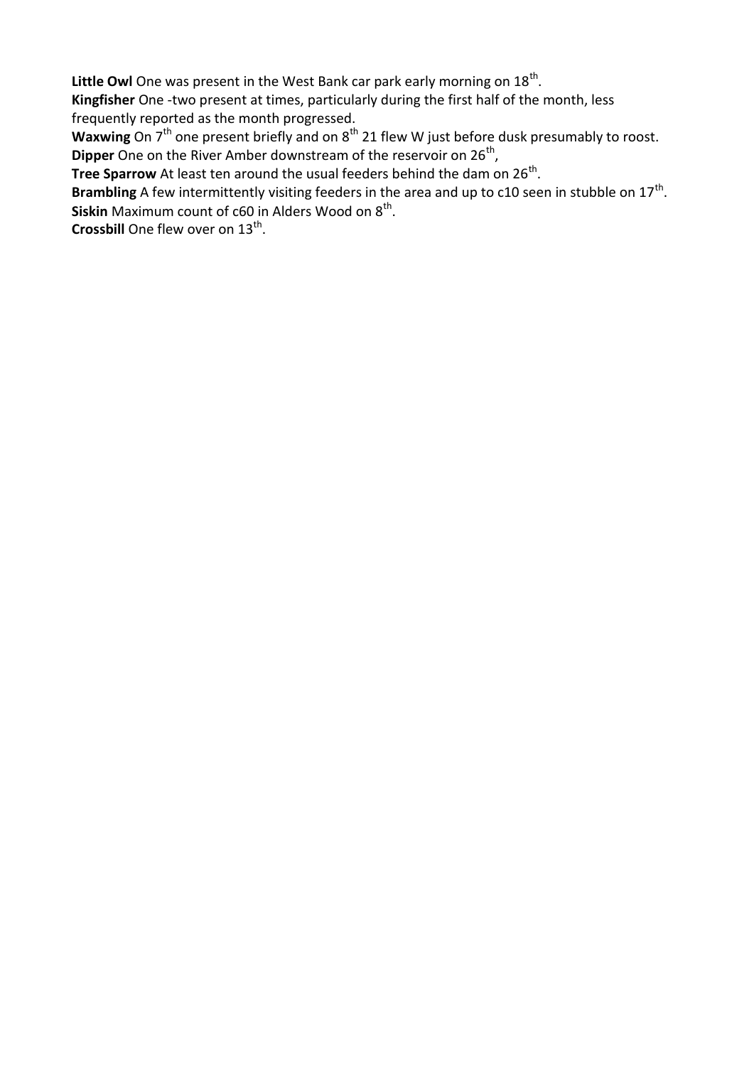**Little Owl** One was present in the West Bank car park early morning on 18th.
**Kingfisher** One -two present at times, particularly during the first half of the month, less frequently reported as the month progressed.
**Waxwing** On 7th one present briefly and on 8th 21 flew W just before dusk presumably to roost.
**Dipper** One on the River Amber downstream of the reservoir on 26th,
**Tree Sparrow** At least ten around the usual feeders behind the dam on 26th.
**Brambling** A few intermittently visiting feeders in the area and up to c10 seen in stubble on 17th.
**Siskin** Maximum count of c60 in Alders Wood on 8th.
**Crossbill** One flew over on 13th.